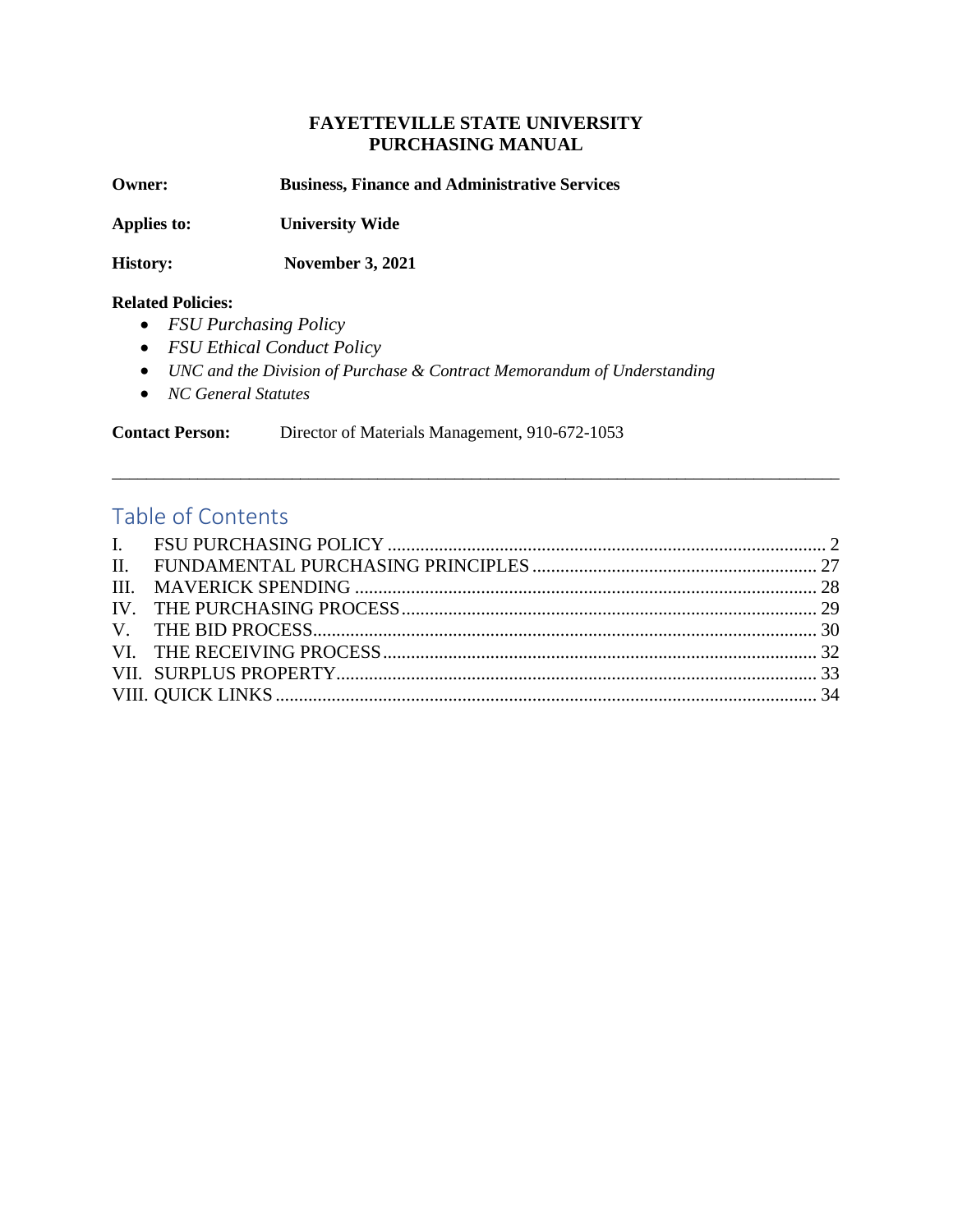# FAYETTEVILLE STATE UNIVERSITY
# PURCHASING MANUAL

**Owner:** **Business, Finance and Administrative Services**

**Applies to:** **University Wide**

**History:** **November 3, 2021**

**Related Policies:**

- *FSU Purchasing Policy*
- *FSU Ethical Conduct Policy*
- *UNC and the Division of Purchase & Contract Memorandum of Understanding*
- *NC General Statutes*

**Contact Person:** Director of Materials Management, 910-672-1053

---

## Table of Contents

I. FSU PURCHASING POLICY ..... 2
II. FUNDAMENTAL PURCHASING PRINCIPLES ..... 27
III. MAVERICK SPENDING ..... 28
IV. THE PURCHASING PROCESS ..... 29
V. THE BID PROCESS ..... 30
VI. THE RECEIVING PROCESS ..... 32
VII. SURPLUS PROPERTY ..... 33
VIII. QUICK LINKS ..... 34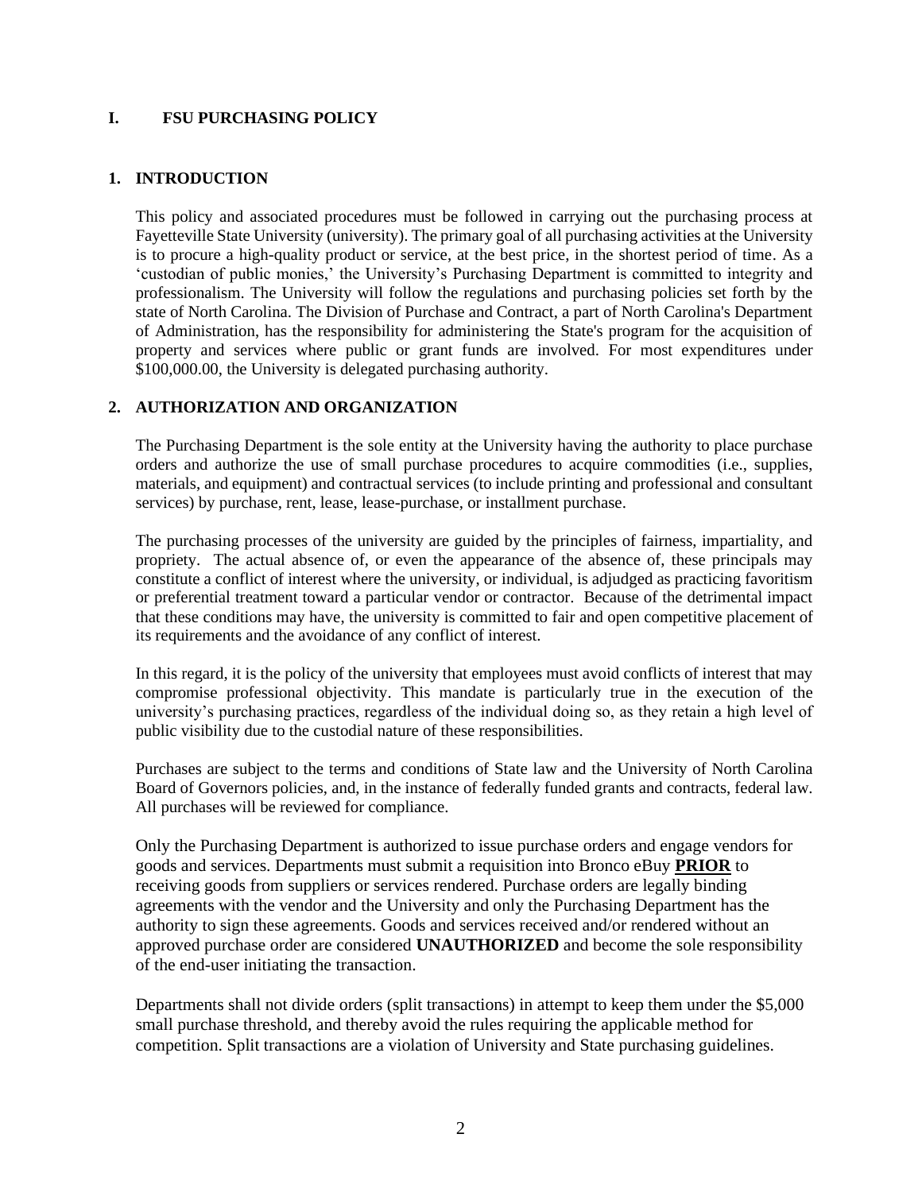# I. FSU PURCHASING POLICY

## 1. INTRODUCTION

This policy and associated procedures must be followed in carrying out the purchasing process at Fayetteville State University (university). The primary goal of all purchasing activities at the University is to procure a high-quality product or service, at the best price, in the shortest period of time. As a 'custodian of public monies,' the University's Purchasing Department is committed to integrity and professionalism. The University will follow the regulations and purchasing policies set forth by the state of North Carolina. The Division of Purchase and Contract, a part of North Carolina's Department of Administration, has the responsibility for administering the State's program for the acquisition of property and services where public or grant funds are involved. For most expenditures under \$100,000.00, the University is delegated purchasing authority.

## 2. AUTHORIZATION AND ORGANIZATION

The Purchasing Department is the sole entity at the University having the authority to place purchase orders and authorize the use of small purchase procedures to acquire commodities (i.e., supplies, materials, and equipment) and contractual services (to include printing and professional and consultant services) by purchase, rent, lease, lease-purchase, or installment purchase.

The purchasing processes of the university are guided by the principles of fairness, impartiality, and propriety. The actual absence of, or even the appearance of the absence of, these principals may constitute a conflict of interest where the university, or individual, is adjudged as practicing favoritism or preferential treatment toward a particular vendor or contractor. Because of the detrimental impact that these conditions may have, the university is committed to fair and open competitive placement of its requirements and the avoidance of any conflict of interest.

In this regard, it is the policy of the university that employees must avoid conflicts of interest that may compromise professional objectivity. This mandate is particularly true in the execution of the university's purchasing practices, regardless of the individual doing so, as they retain a high level of public visibility due to the custodial nature of these responsibilities.

Purchases are subject to the terms and conditions of State law and the University of North Carolina Board of Governors policies, and, in the instance of federally funded grants and contracts, federal law. All purchases will be reviewed for compliance.

Only the Purchasing Department is authorized to issue purchase orders and engage vendors for goods and services. Departments must submit a requisition into Bronco eBuy **PRIOR** to receiving goods from suppliers or services rendered. Purchase orders are legally binding agreements with the vendor and the University and only the Purchasing Department has the authority to sign these agreements. Goods and services received and/or rendered without an approved purchase order are considered **UNAUTHORIZED** and become the sole responsibility of the end-user initiating the transaction.

Departments shall not divide orders (split transactions) in attempt to keep them under the \$5,000 small purchase threshold, and thereby avoid the rules requiring the applicable method for competition. Split transactions are a violation of University and State purchasing guidelines.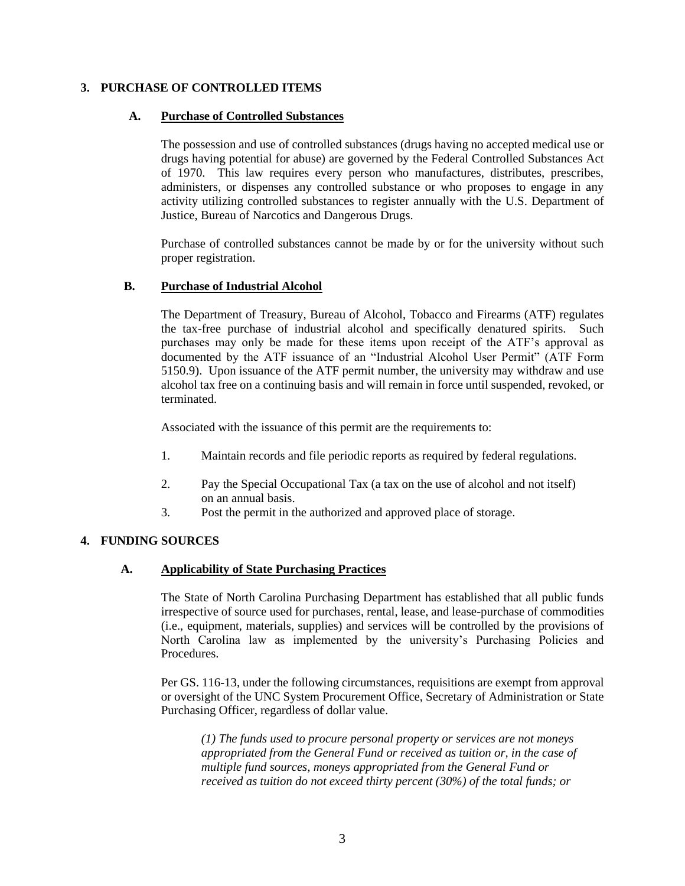## 3. PURCHASE OF CONTROLLED ITEMS

### A. Purchase of Controlled Substances

The possession and use of controlled substances (drugs having no accepted medical use or drugs having potential for abuse) are governed by the Federal Controlled Substances Act of 1970. This law requires every person who manufactures, distributes, prescribes, administers, or dispenses any controlled substance or who proposes to engage in any activity utilizing controlled substances to register annually with the U.S. Department of Justice, Bureau of Narcotics and Dangerous Drugs.

Purchase of controlled substances cannot be made by or for the university without such proper registration.

### B. Purchase of Industrial Alcohol

The Department of Treasury, Bureau of Alcohol, Tobacco and Firearms (ATF) regulates the tax-free purchase of industrial alcohol and specifically denatured spirits. Such purchases may only be made for these items upon receipt of the ATF's approval as documented by the ATF issuance of an "Industrial Alcohol User Permit" (ATF Form 5150.9). Upon issuance of the ATF permit number, the university may withdraw and use alcohol tax free on a continuing basis and will remain in force until suspended, revoked, or terminated.

Associated with the issuance of this permit are the requirements to:

1. Maintain records and file periodic reports as required by federal regulations.
2. Pay the Special Occupational Tax (a tax on the use of alcohol and not itself) on an annual basis.
3. Post the permit in the authorized and approved place of storage.

## 4. FUNDING SOURCES

### A. Applicability of State Purchasing Practices

The State of North Carolina Purchasing Department has established that all public funds irrespective of source used for purchases, rental, lease, and lease-purchase of commodities (i.e., equipment, materials, supplies) and services will be controlled by the provisions of North Carolina law as implemented by the university's Purchasing Policies and Procedures.

Per GS. 116-13, under the following circumstances, requisitions are exempt from approval or oversight of the UNC System Procurement Office, Secretary of Administration or State Purchasing Officer, regardless of dollar value.

> *(1) The funds used to procure personal property or services are not moneys appropriated from the General Fund or received as tuition or, in the case of multiple fund sources, moneys appropriated from the General Fund or received as tuition do not exceed thirty percent (30%) of the total funds; or*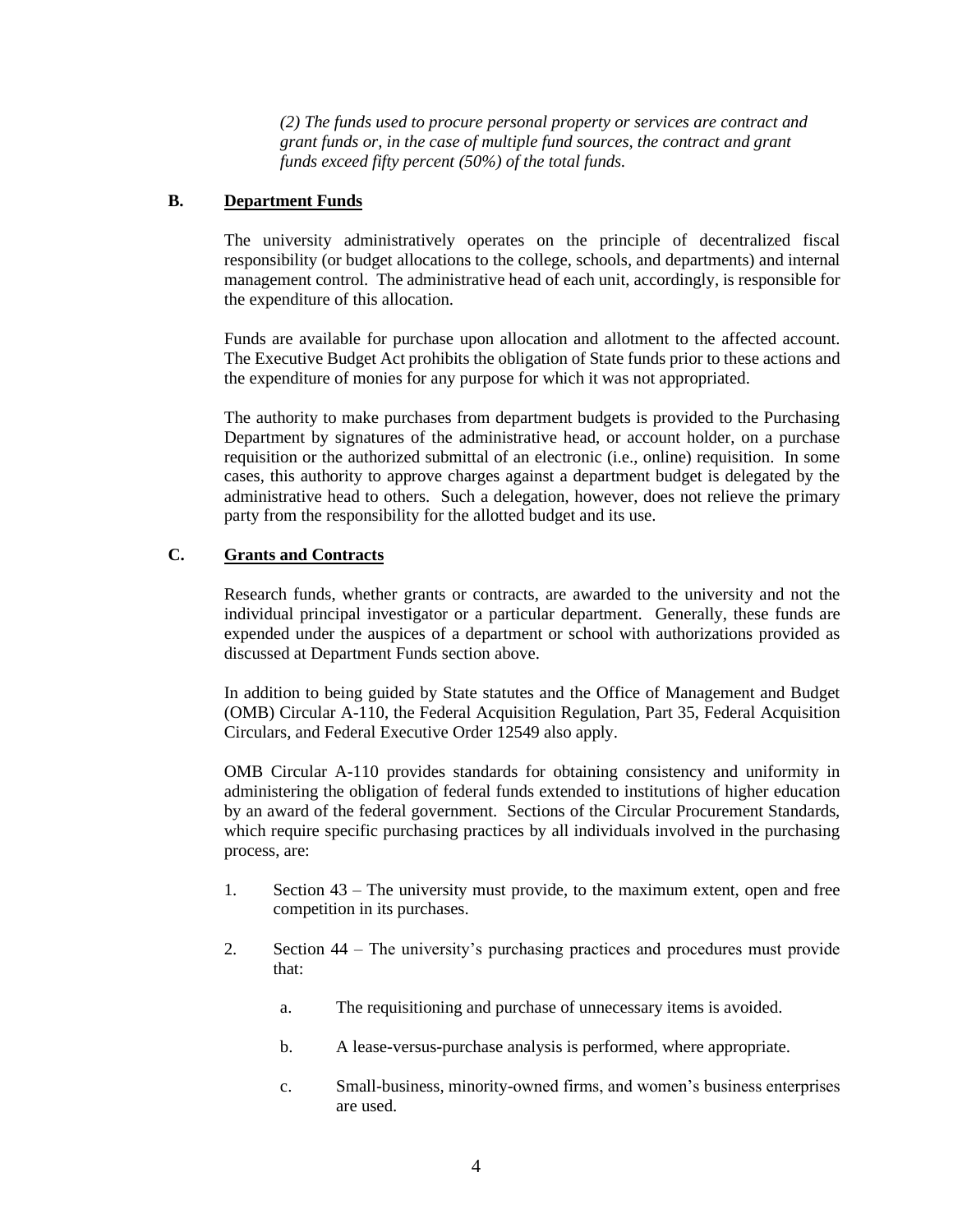*(2) The funds used to procure personal property or services are contract and grant funds or, in the case of multiple fund sources, the contract and grant funds exceed fifty percent (50%) of the total funds.*

**B. Department Funds**

The university administratively operates on the principle of decentralized fiscal responsibility (or budget allocations to the college, schools, and departments) and internal management control. The administrative head of each unit, accordingly, is responsible for the expenditure of this allocation.

Funds are available for purchase upon allocation and allotment to the affected account. The Executive Budget Act prohibits the obligation of State funds prior to these actions and the expenditure of monies for any purpose for which it was not appropriated.

The authority to make purchases from department budgets is provided to the Purchasing Department by signatures of the administrative head, or account holder, on a purchase requisition or the authorized submittal of an electronic (i.e., online) requisition. In some cases, this authority to approve charges against a department budget is delegated by the administrative head to others. Such a delegation, however, does not relieve the primary party from the responsibility for the allotted budget and its use.

**C. Grants and Contracts**

Research funds, whether grants or contracts, are awarded to the university and not the individual principal investigator or a particular department. Generally, these funds are expended under the auspices of a department or school with authorizations provided as discussed at Department Funds section above.

In addition to being guided by State statutes and the Office of Management and Budget (OMB) Circular A-110, the Federal Acquisition Regulation, Part 35, Federal Acquisition Circulars, and Federal Executive Order 12549 also apply.

OMB Circular A-110 provides standards for obtaining consistency and uniformity in administering the obligation of federal funds extended to institutions of higher education by an award of the federal government. Sections of the Circular Procurement Standards, which require specific purchasing practices by all individuals involved in the purchasing process, are:

1. Section 43 – The university must provide, to the maximum extent, open and free competition in its purchases.

2. Section 44 – The university's purchasing practices and procedures must provide that:

   a. The requisitioning and purchase of unnecessary items is avoided.

   b. A lease-versus-purchase analysis is performed, where appropriate.

   c. Small-business, minority-owned firms, and women's business enterprises are used.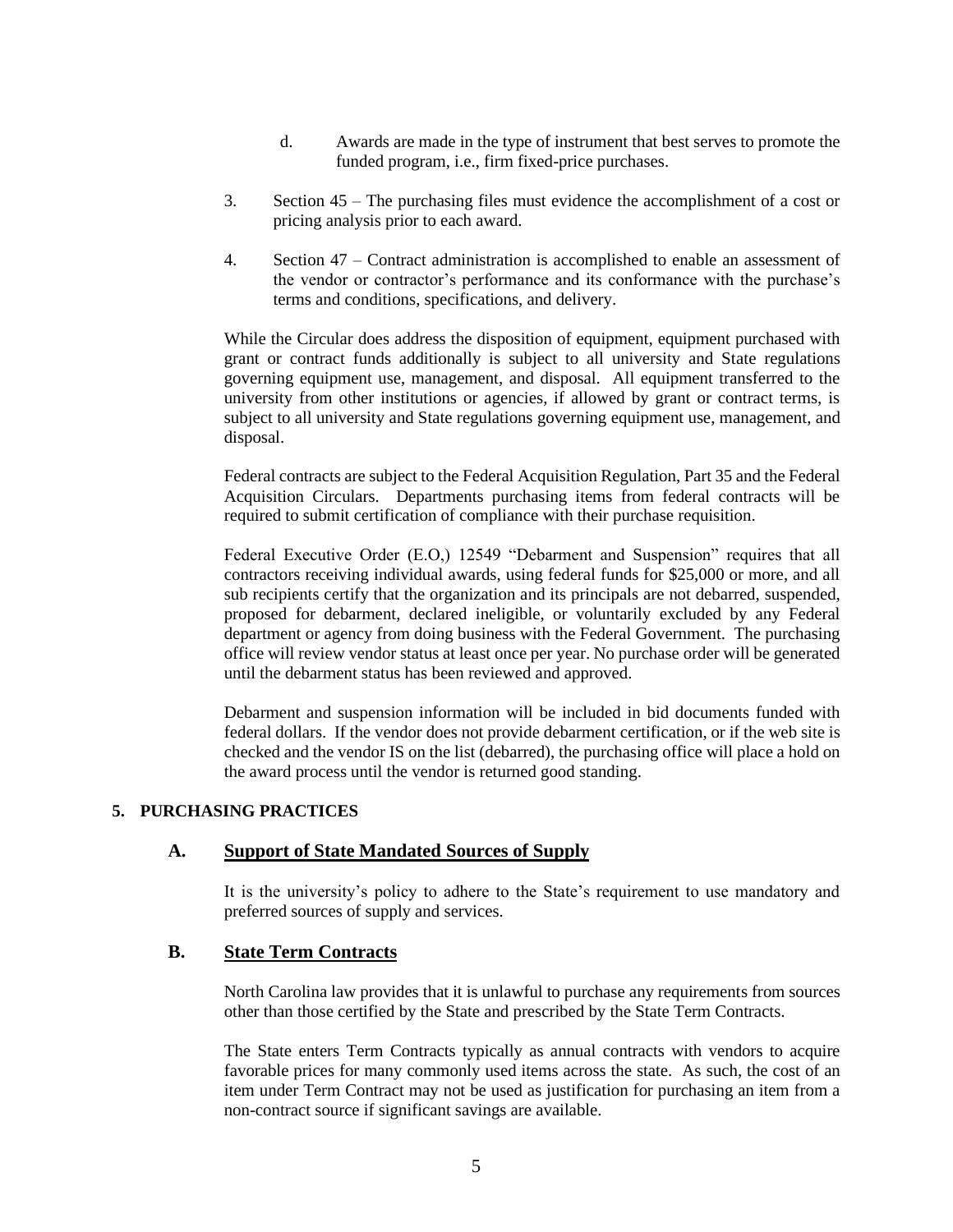d. Awards are made in the type of instrument that best serves to promote the funded program, i.e., firm fixed-price purchases.

3. Section 45 – The purchasing files must evidence the accomplishment of a cost or pricing analysis prior to each award.

4. Section 47 – Contract administration is accomplished to enable an assessment of the vendor or contractor's performance and its conformance with the purchase's terms and conditions, specifications, and delivery.

While the Circular does address the disposition of equipment, equipment purchased with grant or contract funds additionally is subject to all university and State regulations governing equipment use, management, and disposal. All equipment transferred to the university from other institutions or agencies, if allowed by grant or contract terms, is subject to all university and State regulations governing equipment use, management, and disposal.

Federal contracts are subject to the Federal Acquisition Regulation, Part 35 and the Federal Acquisition Circulars. Departments purchasing items from federal contracts will be required to submit certification of compliance with their purchase requisition.

Federal Executive Order (E.O,) 12549 "Debarment and Suspension" requires that all contractors receiving individual awards, using federal funds for $25,000 or more, and all sub recipients certify that the organization and its principals are not debarred, suspended, proposed for debarment, declared ineligible, or voluntarily excluded by any Federal department or agency from doing business with the Federal Government. The purchasing office will review vendor status at least once per year. No purchase order will be generated until the debarment status has been reviewed and approved.

Debarment and suspension information will be included in bid documents funded with federal dollars. If the vendor does not provide debarment certification, or if the web site is checked and the vendor IS on the list (debarred), the purchasing office will place a hold on the award process until the vendor is returned good standing.

## 5. PURCHASING PRACTICES

### A. Support of State Mandated Sources of Supply

It is the university's policy to adhere to the State's requirement to use mandatory and preferred sources of supply and services.

### B. State Term Contracts

North Carolina law provides that it is unlawful to purchase any requirements from sources other than those certified by the State and prescribed by the State Term Contracts.

The State enters Term Contracts typically as annual contracts with vendors to acquire favorable prices for many commonly used items across the state. As such, the cost of an item under Term Contract may not be used as justification for purchasing an item from a non-contract source if significant savings are available.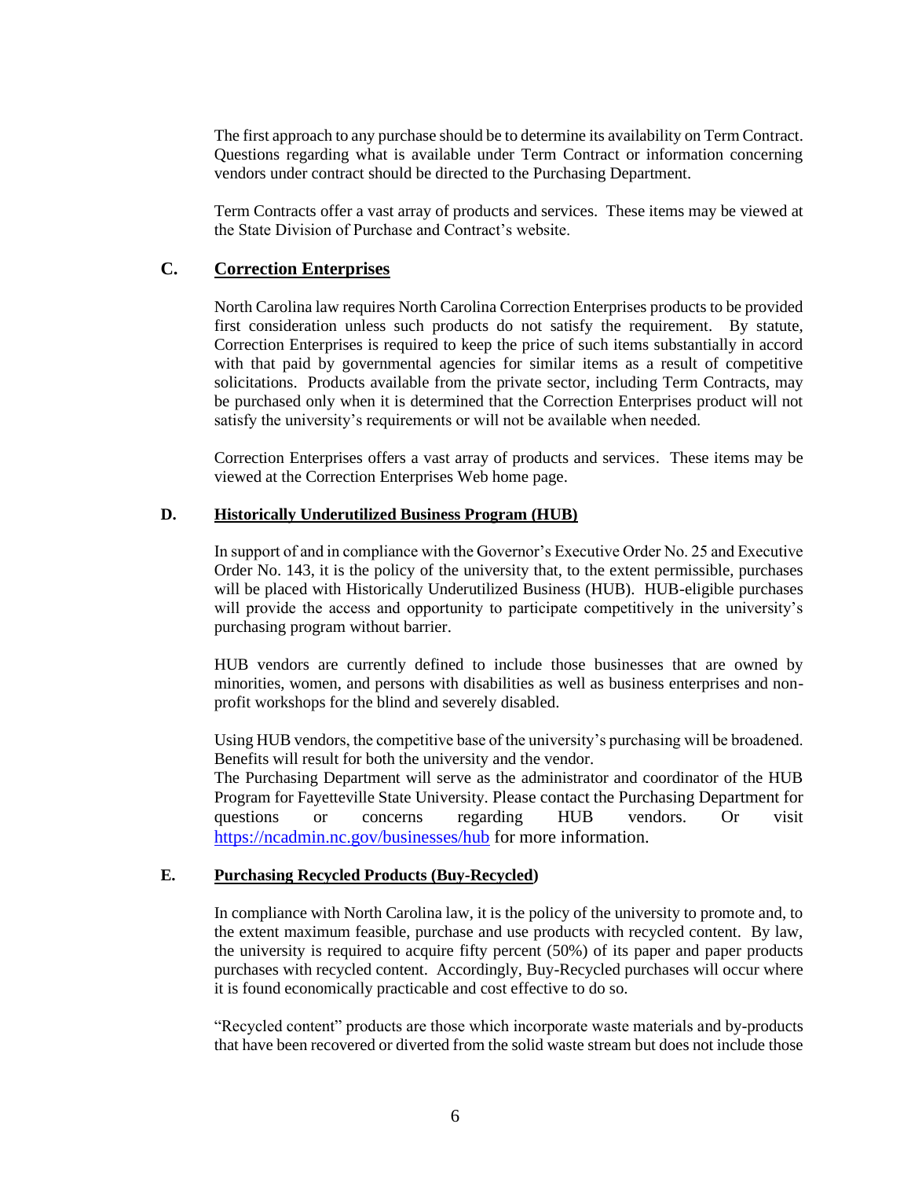The first approach to any purchase should be to determine its availability on Term Contract. Questions regarding what is available under Term Contract or information concerning vendors under contract should be directed to the Purchasing Department.

Term Contracts offer a vast array of products and services. These items may be viewed at the State Division of Purchase and Contract's website.

### C. Correction Enterprises

North Carolina law requires North Carolina Correction Enterprises products to be provided first consideration unless such products do not satisfy the requirement. By statute, Correction Enterprises is required to keep the price of such items substantially in accord with that paid by governmental agencies for similar items as a result of competitive solicitations. Products available from the private sector, including Term Contracts, may be purchased only when it is determined that the Correction Enterprises product will not satisfy the university's requirements or will not be available when needed.

Correction Enterprises offers a vast array of products and services. These items may be viewed at the Correction Enterprises Web home page.

### D. Historically Underutilized Business Program (HUB)

In support of and in compliance with the Governor's Executive Order No. 25 and Executive Order No. 143, it is the policy of the university that, to the extent permissible, purchases will be placed with Historically Underutilized Business (HUB). HUB-eligible purchases will provide the access and opportunity to participate competitively in the university's purchasing program without barrier.

HUB vendors are currently defined to include those businesses that are owned by minorities, women, and persons with disabilities as well as business enterprises and non-profit workshops for the blind and severely disabled.

Using HUB vendors, the competitive base of the university's purchasing will be broadened. Benefits will result for both the university and the vendor.
The Purchasing Department will serve as the administrator and coordinator of the HUB Program for Fayetteville State University. Please contact the Purchasing Department for questions or concerns regarding HUB vendors. Or visit [https://ncadmin.nc.gov/businesses/hub](https://ncadmin.nc.gov/businesses/hub) for more information.

### E. Purchasing Recycled Products (Buy-Recycled)

In compliance with North Carolina law, it is the policy of the university to promote and, to the extent maximum feasible, purchase and use products with recycled content. By law, the university is required to acquire fifty percent (50%) of its paper and paper products purchases with recycled content. Accordingly, Buy-Recycled purchases will occur where it is found economically practicable and cost effective to do so.

"Recycled content" products are those which incorporate waste materials and by-products that have been recovered or diverted from the solid waste stream but does not include those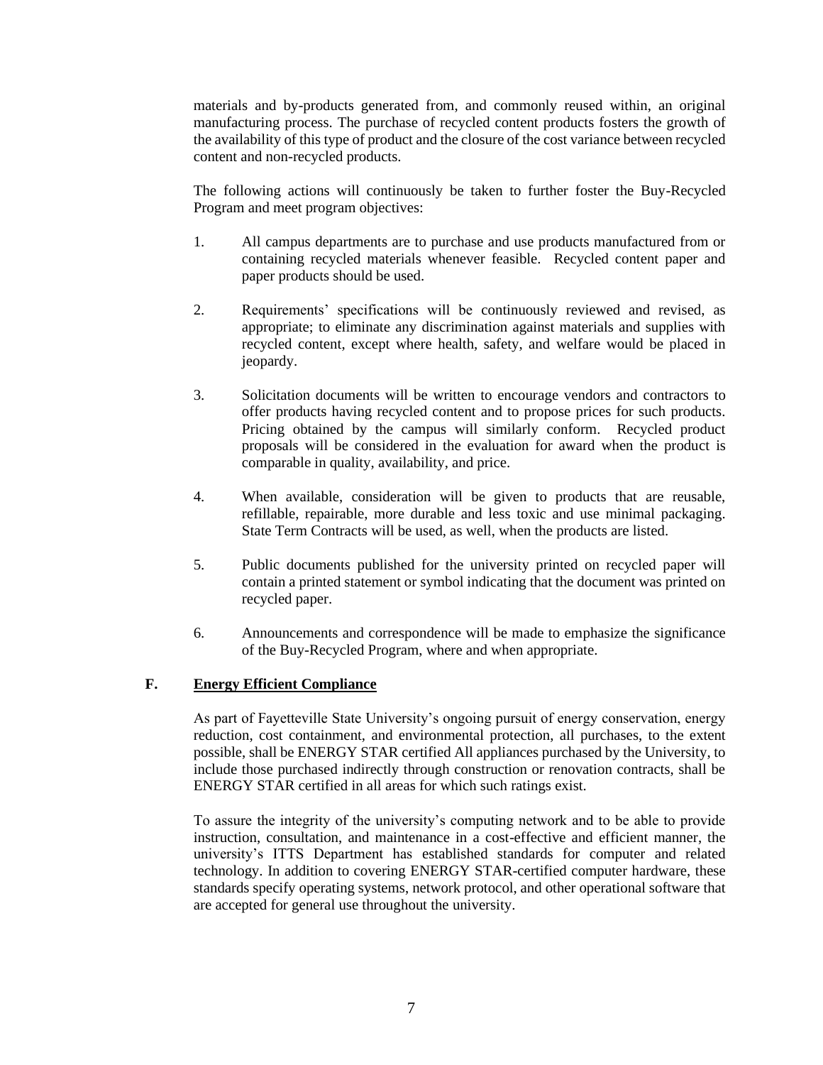materials and by-products generated from, and commonly reused within, an original manufacturing process. The purchase of recycled content products fosters the growth of the availability of this type of product and the closure of the cost variance between recycled content and non-recycled products.

The following actions will continuously be taken to further foster the Buy-Recycled Program and meet program objectives:

1. All campus departments are to purchase and use products manufactured from or containing recycled materials whenever feasible. Recycled content paper and paper products should be used.

2. Requirements' specifications will be continuously reviewed and revised, as appropriate; to eliminate any discrimination against materials and supplies with recycled content, except where health, safety, and welfare would be placed in jeopardy.

3. Solicitation documents will be written to encourage vendors and contractors to offer products having recycled content and to propose prices for such products. Pricing obtained by the campus will similarly conform. Recycled product proposals will be considered in the evaluation for award when the product is comparable in quality, availability, and price.

4. When available, consideration will be given to products that are reusable, refillable, repairable, more durable and less toxic and use minimal packaging. State Term Contracts will be used, as well, when the products are listed.

5. Public documents published for the university printed on recycled paper will contain a printed statement or symbol indicating that the document was printed on recycled paper.

6. Announcements and correspondence will be made to emphasize the significance of the Buy-Recycled Program, where and when appropriate.

### F. Energy Efficient Compliance

As part of Fayetteville State University's ongoing pursuit of energy conservation, energy reduction, cost containment, and environmental protection, all purchases, to the extent possible, shall be ENERGY STAR certified All appliances purchased by the University, to include those purchased indirectly through construction or renovation contracts, shall be ENERGY STAR certified in all areas for which such ratings exist.

To assure the integrity of the university's computing network and to be able to provide instruction, consultation, and maintenance in a cost-effective and efficient manner, the university's ITTS Department has established standards for computer and related technology. In addition to covering ENERGY STAR-certified computer hardware, these standards specify operating systems, network protocol, and other operational software that are accepted for general use throughout the university.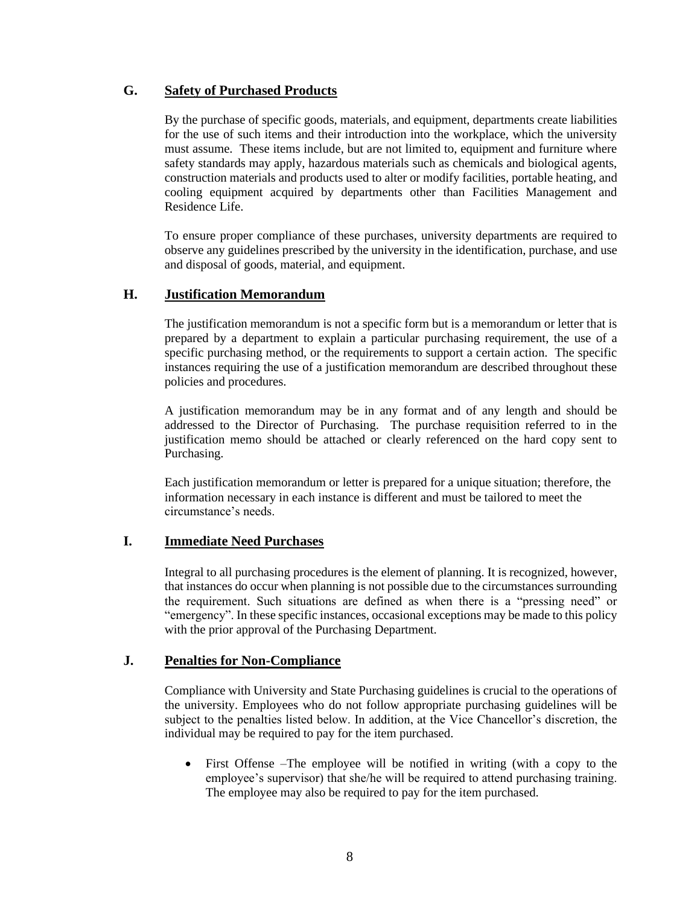## G. Safety of Purchased Products

By the purchase of specific goods, materials, and equipment, departments create liabilities for the use of such items and their introduction into the workplace, which the university must assume. These items include, but are not limited to, equipment and furniture where safety standards may apply, hazardous materials such as chemicals and biological agents, construction materials and products used to alter or modify facilities, portable heating, and cooling equipment acquired by departments other than Facilities Management and Residence Life.

To ensure proper compliance of these purchases, university departments are required to observe any guidelines prescribed by the university in the identification, purchase, and use and disposal of goods, material, and equipment.

## H. Justification Memorandum

The justification memorandum is not a specific form but is a memorandum or letter that is prepared by a department to explain a particular purchasing requirement, the use of a specific purchasing method, or the requirements to support a certain action. The specific instances requiring the use of a justification memorandum are described throughout these policies and procedures.

A justification memorandum may be in any format and of any length and should be addressed to the Director of Purchasing. The purchase requisition referred to in the justification memo should be attached or clearly referenced on the hard copy sent to Purchasing.

Each justification memorandum or letter is prepared for a unique situation; therefore, the information necessary in each instance is different and must be tailored to meet the circumstance's needs.

## I. Immediate Need Purchases

Integral to all purchasing procedures is the element of planning. It is recognized, however, that instances do occur when planning is not possible due to the circumstances surrounding the requirement. Such situations are defined as when there is a "pressing need" or "emergency". In these specific instances, occasional exceptions may be made to this policy with the prior approval of the Purchasing Department.

## J. Penalties for Non-Compliance

Compliance with University and State Purchasing guidelines is crucial to the operations of the university. Employees who do not follow appropriate purchasing guidelines will be subject to the penalties listed below. In addition, at the Vice Chancellor's discretion, the individual may be required to pay for the item purchased.

- First Offense –The employee will be notified in writing (with a copy to the employee's supervisor) that she/he will be required to attend purchasing training. The employee may also be required to pay for the item purchased.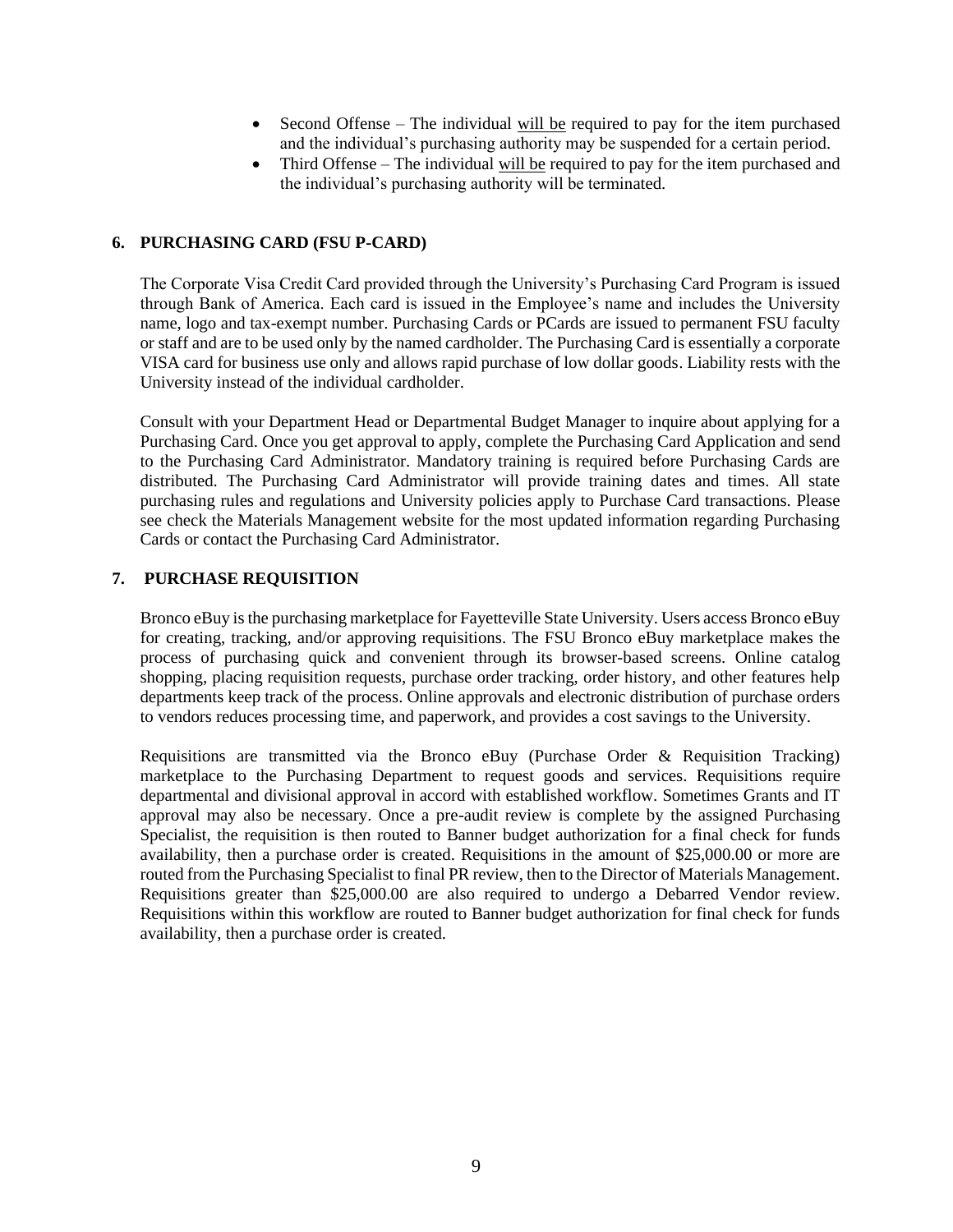- Second Offense – The individual <u>will be</u> required to pay for the item purchased and the individual's purchasing authority may be suspended for a certain period.
- Third Offense – The individual <u>will be</u> required to pay for the item purchased and the individual's purchasing authority will be terminated.

## 6. PURCHASING CARD (FSU P-CARD)

The Corporate Visa Credit Card provided through the University's Purchasing Card Program is issued through Bank of America. Each card is issued in the Employee's name and includes the University name, logo and tax-exempt number. Purchasing Cards or PCards are issued to permanent FSU faculty or staff and are to be used only by the named cardholder. The Purchasing Card is essentially a corporate VISA card for business use only and allows rapid purchase of low dollar goods. Liability rests with the University instead of the individual cardholder.

Consult with your Department Head or Departmental Budget Manager to inquire about applying for a Purchasing Card. Once you get approval to apply, complete the Purchasing Card Application and send to the Purchasing Card Administrator. Mandatory training is required before Purchasing Cards are distributed. The Purchasing Card Administrator will provide training dates and times. All state purchasing rules and regulations and University policies apply to Purchase Card transactions. Please see check the Materials Management website for the most updated information regarding Purchasing Cards or contact the Purchasing Card Administrator.

## 7. PURCHASE REQUISITION

Bronco eBuy is the purchasing marketplace for Fayetteville State University. Users access Bronco eBuy for creating, tracking, and/or approving requisitions. The FSU Bronco eBuy marketplace makes the process of purchasing quick and convenient through its browser-based screens. Online catalog shopping, placing requisition requests, purchase order tracking, order history, and other features help departments keep track of the process. Online approvals and electronic distribution of purchase orders to vendors reduces processing time, and paperwork, and provides a cost savings to the University.

Requisitions are transmitted via the Bronco eBuy (Purchase Order & Requisition Tracking) marketplace to the Purchasing Department to request goods and services. Requisitions require departmental and divisional approval in accord with established workflow. Sometimes Grants and IT approval may also be necessary. Once a pre-audit review is complete by the assigned Purchasing Specialist, the requisition is then routed to Banner budget authorization for a final check for funds availability, then a purchase order is created. Requisitions in the amount of $25,000.00 or more are routed from the Purchasing Specialist to final PR review, then to the Director of Materials Management. Requisitions greater than $25,000.00 are also required to undergo a Debarred Vendor review. Requisitions within this workflow are routed to Banner budget authorization for final check for funds availability, then a purchase order is created.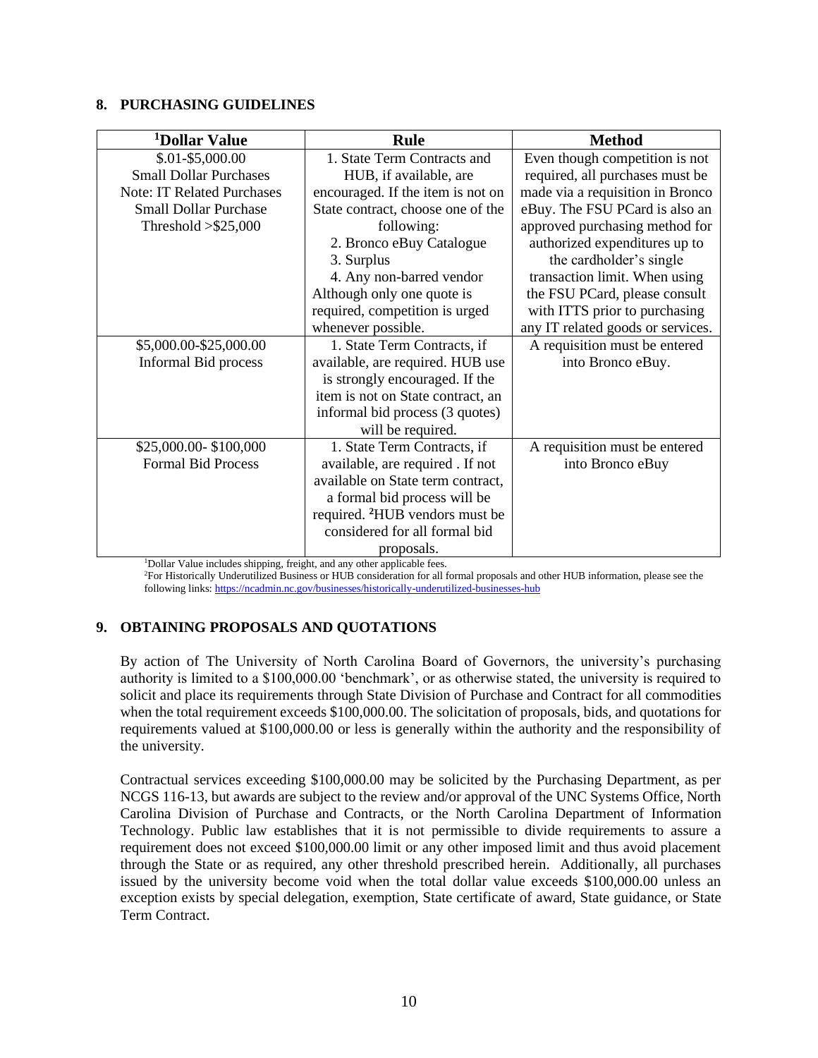## 8. PURCHASING GUIDELINES

| [1]Dollar Value | Rule | Method |
|---|---|---|
| $.01-$5,000.00<br>Small Dollar Purchases<br>Note: IT Related Purchases Small Dollar Purchase Threshold >$25,000 | 1. State Term Contracts and HUB, if available, are encouraged. If the item is not on State contract, choose one of the following:<br>2. Bronco eBuy Catalogue<br>3. Surplus<br>4. Any non-barred vendor<br>Although only one quote is required, competition is urged whenever possible. | Even though competition is not required, all purchases must be made via a requisition in Bronco eBuy. The FSU PCard is also an approved purchasing method for authorized expenditures up to the cardholder's single transaction limit. When using the FSU PCard, please consult with ITTS prior to purchasing any IT related goods or services. |
| $5,000.00-$25,000.00<br>Informal Bid process | 1. State Term Contracts, if available, are required. HUB use is strongly encouraged. If the item is not on State contract, an informal bid process (3 quotes) will be required. | A requisition must be entered into Bronco eBuy. |
| $25,000.00- $100,000<br>Formal Bid Process | 1. State Term Contracts, if available, are required . If not available on State term contract, a formal bid process will be required. [2]HUB vendors must be considered for all formal bid proposals. | A requisition must be entered into Bronco eBuy |

[1]Dollar Value includes shipping, freight, and any other applicable fees.
[2]For Historically Underutilized Business or HUB consideration for all formal proposals and other HUB information, please see the following links: https://ncadmin.nc.gov/businesses/historically-underutilized-businesses-hub

## 9. OBTAINING PROPOSALS AND QUOTATIONS

By action of The University of North Carolina Board of Governors, the university's purchasing authority is limited to a $100,000.00 'benchmark', or as otherwise stated, the university is required to solicit and place its requirements through State Division of Purchase and Contract for all commodities when the total requirement exceeds $100,000.00. The solicitation of proposals, bids, and quotations for requirements valued at $100,000.00 or less is generally within the authority and the responsibility of the university.

Contractual services exceeding $100,000.00 may be solicited by the Purchasing Department, as per NCGS 116-13, but awards are subject to the review and/or approval of the UNC Systems Office, North Carolina Division of Purchase and Contracts, or the North Carolina Department of Information Technology. Public law establishes that it is not permissible to divide requirements to assure a requirement does not exceed $100,000.00 limit or any other imposed limit and thus avoid placement through the State or as required, any other threshold prescribed herein. Additionally, all purchases issued by the university become void when the total dollar value exceeds $100,000.00 unless an exception exists by special delegation, exemption, State certificate of award, State guidance, or State Term Contract.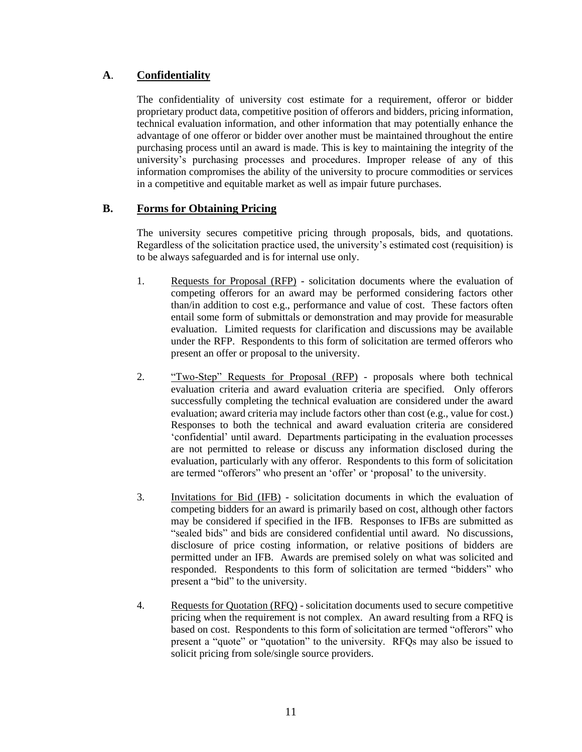## A. <u>Confidentiality</u>

The confidentiality of university cost estimate for a requirement, offeror or bidder proprietary product data, competitive position of offerors and bidders, pricing information, technical evaluation information, and other information that may potentially enhance the advantage of one offeror or bidder over another must be maintained throughout the entire purchasing process until an award is made. This is key to maintaining the integrity of the university's purchasing processes and procedures. Improper release of any of this information compromises the ability of the university to procure commodities or services in a competitive and equitable market as well as impair future purchases.

## B. <u>Forms for Obtaining Pricing</u>

The university secures competitive pricing through proposals, bids, and quotations. Regardless of the solicitation practice used, the university's estimated cost (requisition) is to be always safeguarded and is for internal use only.

1. <u>Requests for Proposal (RFP)</u> - solicitation documents where the evaluation of competing offerors for an award may be performed considering factors other than/in addition to cost e.g., performance and value of cost. These factors often entail some form of submittals or demonstration and may provide for measurable evaluation. Limited requests for clarification and discussions may be available under the RFP. Respondents to this form of solicitation are termed offerors who present an offer or proposal to the university.

2. <u>"Two-Step" Requests for Proposal (RFP)</u> - proposals where both technical evaluation criteria and award evaluation criteria are specified. Only offerors successfully completing the technical evaluation are considered under the award evaluation; award criteria may include factors other than cost (e.g., value for cost.) Responses to both the technical and award evaluation criteria are considered 'confidential' until award. Departments participating in the evaluation processes are not permitted to release or discuss any information disclosed during the evaluation, particularly with any offeror. Respondents to this form of solicitation are termed "offerors" who present an 'offer' or 'proposal' to the university.

3. <u>Invitations for Bid (IFB)</u> - solicitation documents in which the evaluation of competing bidders for an award is primarily based on cost, although other factors may be considered if specified in the IFB. Responses to IFBs are submitted as "sealed bids" and bids are considered confidential until award. No discussions, disclosure of price costing information, or relative positions of bidders are permitted under an IFB. Awards are premised solely on what was solicited and responded. Respondents to this form of solicitation are termed "bidders" who present a "bid" to the university.

4. <u>Requests for Quotation (RFQ)</u> - solicitation documents used to secure competitive pricing when the requirement is not complex. An award resulting from a RFQ is based on cost. Respondents to this form of solicitation are termed "offerors" who present a "quote" or "quotation" to the university. RFQs may also be issued to solicit pricing from sole/single source providers.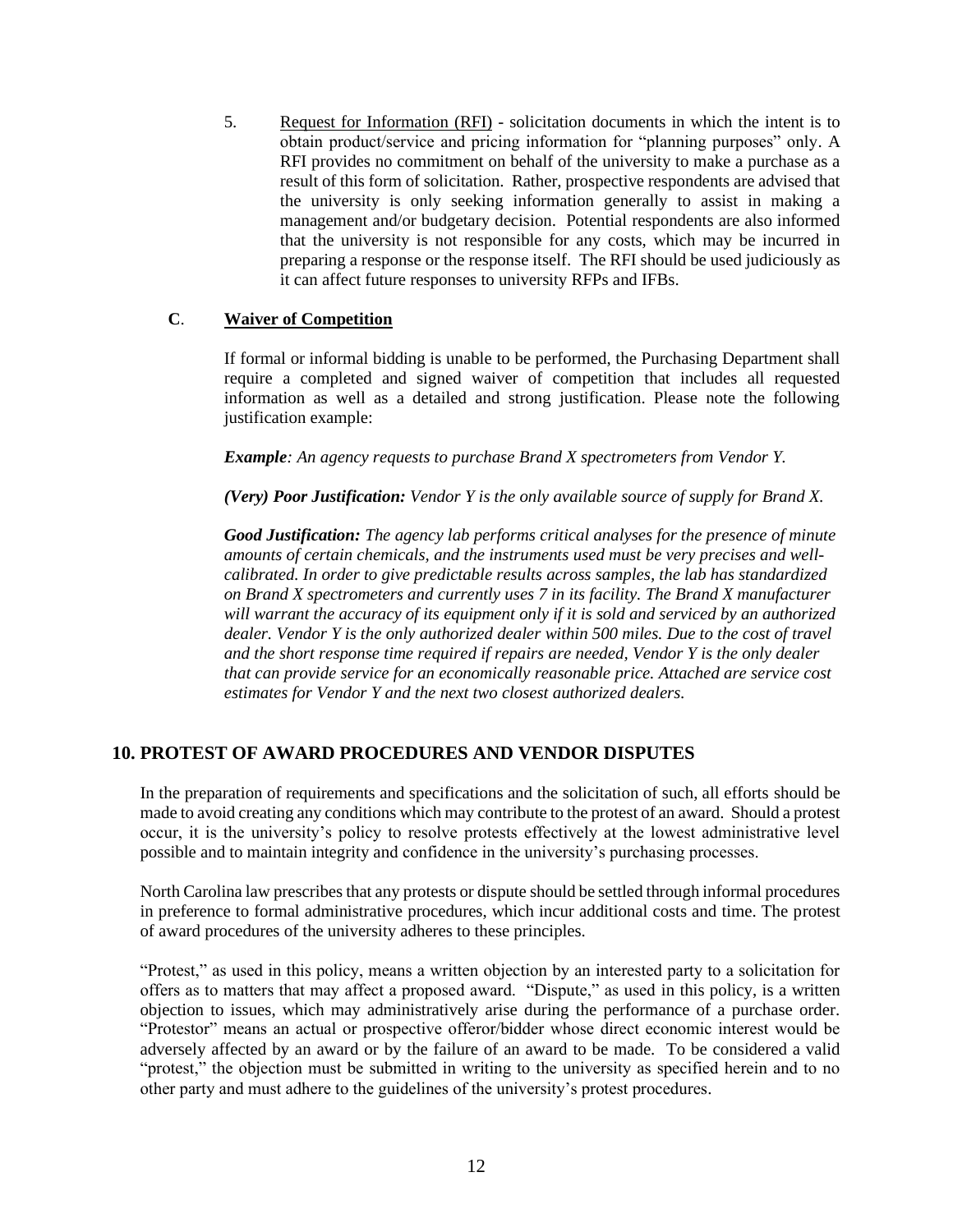5. Request for Information (RFI) - solicitation documents in which the intent is to obtain product/service and pricing information for "planning purposes" only. A RFI provides no commitment on behalf of the university to make a purchase as a result of this form of solicitation. Rather, prospective respondents are advised that the university is only seeking information generally to assist in making a management and/or budgetary decision. Potential respondents are also informed that the university is not responsible for any costs, which may be incurred in preparing a response or the response itself. The RFI should be used judiciously as it can affect future responses to university RFPs and IFBs.

**C**. **Waiver of Competition**

If formal or informal bidding is unable to be performed, the Purchasing Department shall require a completed and signed waiver of competition that includes all requested information as well as a detailed and strong justification. Please note the following justification example:

***Example**: An agency requests to purchase Brand X spectrometers from Vendor Y.*

***(Very) Poor Justification:** Vendor Y is the only available source of supply for Brand X.*

***Good Justification:** The agency lab performs critical analyses for the presence of minute amounts of certain chemicals, and the instruments used must be very precises and well-calibrated. In order to give predictable results across samples, the lab has standardized on Brand X spectrometers and currently uses 7 in its facility. The Brand X manufacturer will warrant the accuracy of its equipment only if it is sold and serviced by an authorized dealer. Vendor Y is the only authorized dealer within 500 miles. Due to the cost of travel and the short response time required if repairs are needed, Vendor Y is the only dealer that can provide service for an economically reasonable price. Attached are service cost estimates for Vendor Y and the next two closest authorized dealers.*

## 10. PROTEST OF AWARD PROCEDURES AND VENDOR DISPUTES

In the preparation of requirements and specifications and the solicitation of such, all efforts should be made to avoid creating any conditions which may contribute to the protest of an award. Should a protest occur, it is the university's policy to resolve protests effectively at the lowest administrative level possible and to maintain integrity and confidence in the university's purchasing processes.

North Carolina law prescribes that any protests or dispute should be settled through informal procedures in preference to formal administrative procedures, which incur additional costs and time. The protest of award procedures of the university adheres to these principles.

"Protest," as used in this policy, means a written objection by an interested party to a solicitation for offers as to matters that may affect a proposed award. "Dispute," as used in this policy, is a written objection to issues, which may administratively arise during the performance of a purchase order. "Protestor" means an actual or prospective offeror/bidder whose direct economic interest would be adversely affected by an award or by the failure of an award to be made. To be considered a valid "protest," the objection must be submitted in writing to the university as specified herein and to no other party and must adhere to the guidelines of the university's protest procedures.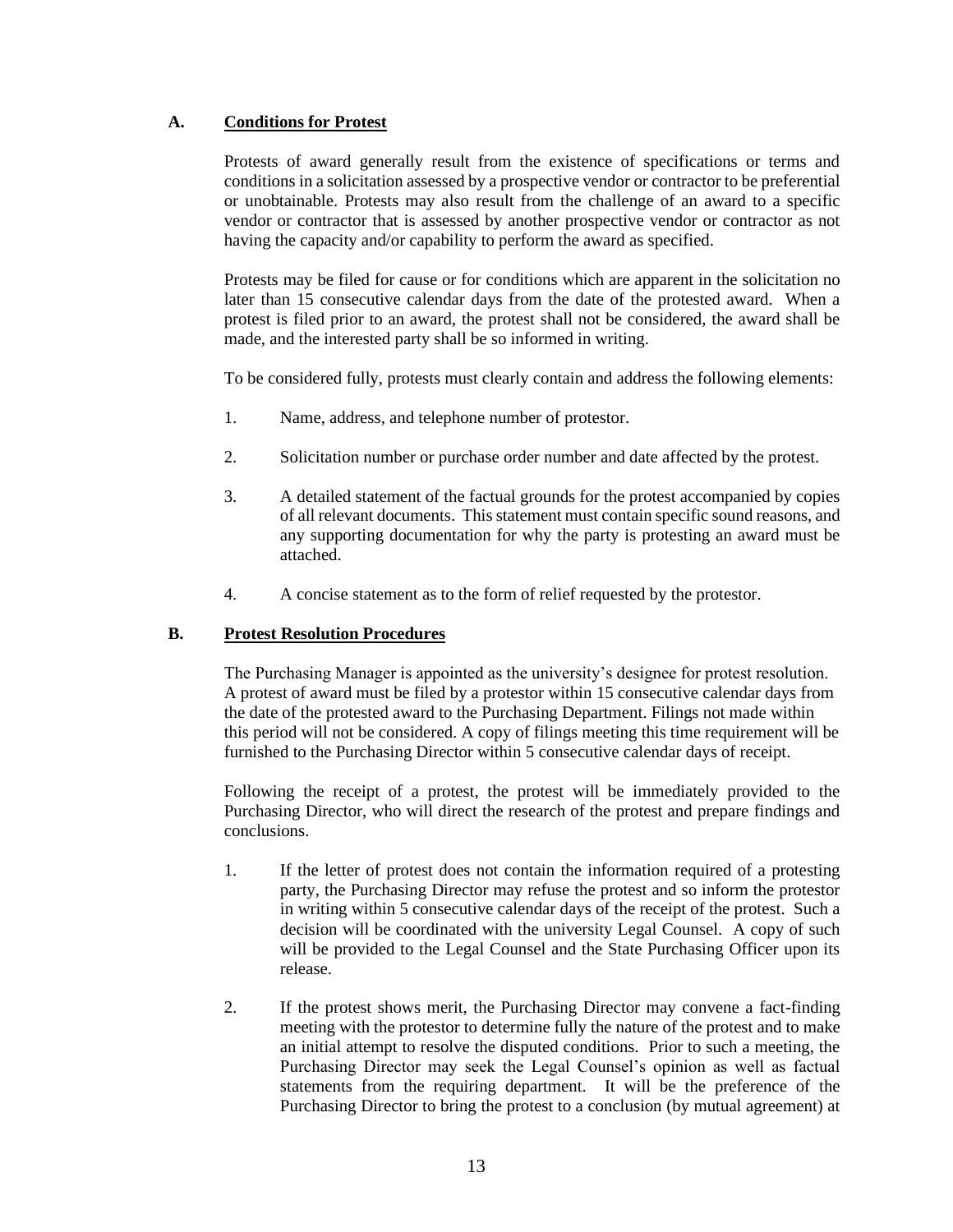## A. Conditions for Protest

Protests of award generally result from the existence of specifications or terms and conditions in a solicitation assessed by a prospective vendor or contractor to be preferential or unobtainable. Protests may also result from the challenge of an award to a specific vendor or contractor that is assessed by another prospective vendor or contractor as not having the capacity and/or capability to perform the award as specified.

Protests may be filed for cause or for conditions which are apparent in the solicitation no later than 15 consecutive calendar days from the date of the protested award. When a protest is filed prior to an award, the protest shall not be considered, the award shall be made, and the interested party shall be so informed in writing.

To be considered fully, protests must clearly contain and address the following elements:

1. Name, address, and telephone number of protestor.
2. Solicitation number or purchase order number and date affected by the protest.
3. A detailed statement of the factual grounds for the protest accompanied by copies of all relevant documents. This statement must contain specific sound reasons, and any supporting documentation for why the party is protesting an award must be attached.
4. A concise statement as to the form of relief requested by the protestor.

## B. Protest Resolution Procedures

The Purchasing Manager is appointed as the university's designee for protest resolution. A protest of award must be filed by a protestor within 15 consecutive calendar days from the date of the protested award to the Purchasing Department. Filings not made within this period will not be considered. A copy of filings meeting this time requirement will be furnished to the Purchasing Director within 5 consecutive calendar days of receipt.

Following the receipt of a protest, the protest will be immediately provided to the Purchasing Director, who will direct the research of the protest and prepare findings and conclusions.

1. If the letter of protest does not contain the information required of a protesting party, the Purchasing Director may refuse the protest and so inform the protestor in writing within 5 consecutive calendar days of the receipt of the protest. Such a decision will be coordinated with the university Legal Counsel. A copy of such will be provided to the Legal Counsel and the State Purchasing Officer upon its release.
2. If the protest shows merit, the Purchasing Director may convene a fact-finding meeting with the protestor to determine fully the nature of the protest and to make an initial attempt to resolve the disputed conditions. Prior to such a meeting, the Purchasing Director may seek the Legal Counsel's opinion as well as factual statements from the requiring department. It will be the preference of the Purchasing Director to bring the protest to a conclusion (by mutual agreement) at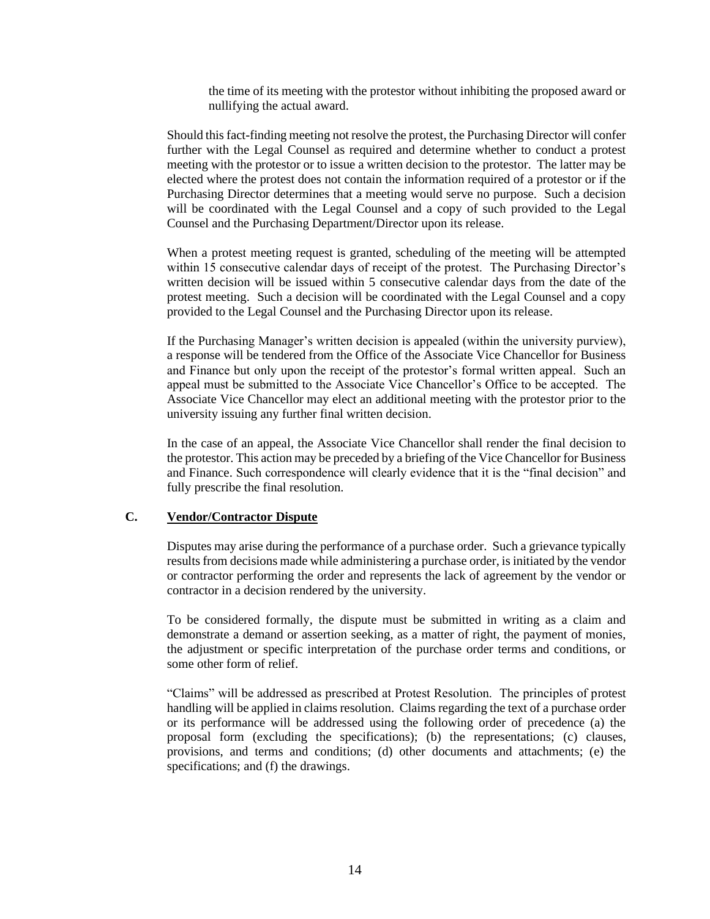the time of its meeting with the protestor without inhibiting the proposed award or nullifying the actual award.

Should this fact-finding meeting not resolve the protest, the Purchasing Director will confer further with the Legal Counsel as required and determine whether to conduct a protest meeting with the protestor or to issue a written decision to the protestor. The latter may be elected where the protest does not contain the information required of a protestor or if the Purchasing Director determines that a meeting would serve no purpose. Such a decision will be coordinated with the Legal Counsel and a copy of such provided to the Legal Counsel and the Purchasing Department/Director upon its release.

When a protest meeting request is granted, scheduling of the meeting will be attempted within 15 consecutive calendar days of receipt of the protest. The Purchasing Director's written decision will be issued within 5 consecutive calendar days from the date of the protest meeting. Such a decision will be coordinated with the Legal Counsel and a copy provided to the Legal Counsel and the Purchasing Director upon its release.

If the Purchasing Manager's written decision is appealed (within the university purview), a response will be tendered from the Office of the Associate Vice Chancellor for Business and Finance but only upon the receipt of the protestor's formal written appeal. Such an appeal must be submitted to the Associate Vice Chancellor's Office to be accepted. The Associate Vice Chancellor may elect an additional meeting with the protestor prior to the university issuing any further final written decision.

In the case of an appeal, the Associate Vice Chancellor shall render the final decision to the protestor. This action may be preceded by a briefing of the Vice Chancellor for Business and Finance. Such correspondence will clearly evidence that it is the "final decision" and fully prescribe the final resolution.

### C. Vendor/Contractor Dispute

Disputes may arise during the performance of a purchase order. Such a grievance typically results from decisions made while administering a purchase order, is initiated by the vendor or contractor performing the order and represents the lack of agreement by the vendor or contractor in a decision rendered by the university.

To be considered formally, the dispute must be submitted in writing as a claim and demonstrate a demand or assertion seeking, as a matter of right, the payment of monies, the adjustment or specific interpretation of the purchase order terms and conditions, or some other form of relief.

"Claims" will be addressed as prescribed at Protest Resolution. The principles of protest handling will be applied in claims resolution. Claims regarding the text of a purchase order or its performance will be addressed using the following order of precedence (a) the proposal form (excluding the specifications); (b) the representations; (c) clauses, provisions, and terms and conditions; (d) other documents and attachments; (e) the specifications; and (f) the drawings.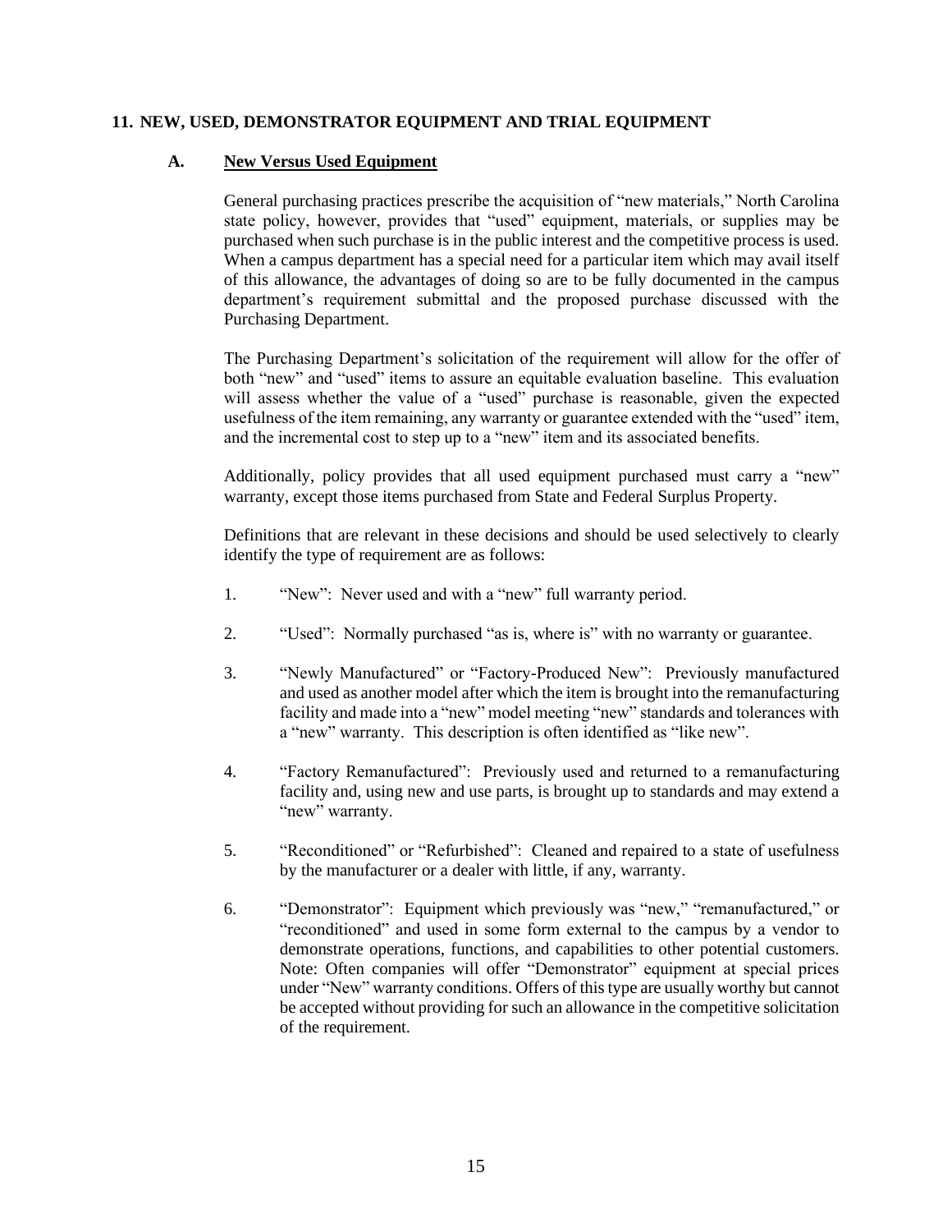## 11. NEW, USED, DEMONSTRATOR EQUIPMENT AND TRIAL EQUIPMENT

### A. <u>New Versus Used Equipment</u>

General purchasing practices prescribe the acquisition of "new materials," North Carolina state policy, however, provides that "used" equipment, materials, or supplies may be purchased when such purchase is in the public interest and the competitive process is used. When a campus department has a special need for a particular item which may avail itself of this allowance, the advantages of doing so are to be fully documented in the campus department's requirement submittal and the proposed purchase discussed with the Purchasing Department.

The Purchasing Department's solicitation of the requirement will allow for the offer of both "new" and "used" items to assure an equitable evaluation baseline. This evaluation will assess whether the value of a "used" purchase is reasonable, given the expected usefulness of the item remaining, any warranty or guarantee extended with the "used" item, and the incremental cost to step up to a "new" item and its associated benefits.

Additionally, policy provides that all used equipment purchased must carry a "new" warranty, except those items purchased from State and Federal Surplus Property.

Definitions that are relevant in these decisions and should be used selectively to clearly identify the type of requirement are as follows:

1. "New": Never used and with a "new" full warranty period.

2. "Used": Normally purchased "as is, where is" with no warranty or guarantee.

3. "Newly Manufactured" or "Factory-Produced New": Previously manufactured and used as another model after which the item is brought into the remanufacturing facility and made into a "new" model meeting "new" standards and tolerances with a "new" warranty. This description is often identified as "like new".

4. "Factory Remanufactured": Previously used and returned to a remanufacturing facility and, using new and use parts, is brought up to standards and may extend a "new" warranty.

5. "Reconditioned" or "Refurbished": Cleaned and repaired to a state of usefulness by the manufacturer or a dealer with little, if any, warranty.

6. "Demonstrator": Equipment which previously was "new," "remanufactured," or "reconditioned" and used in some form external to the campus by a vendor to demonstrate operations, functions, and capabilities to other potential customers. Note: Often companies will offer "Demonstrator" equipment at special prices under "New" warranty conditions. Offers of this type are usually worthy but cannot be accepted without providing for such an allowance in the competitive solicitation of the requirement.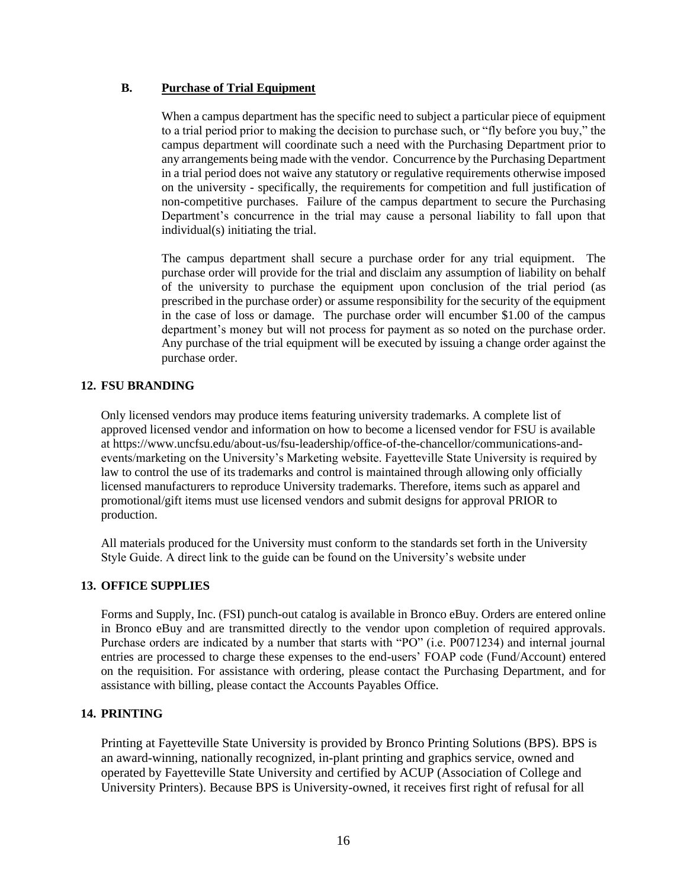### B. Purchase of Trial Equipment

When a campus department has the specific need to subject a particular piece of equipment to a trial period prior to making the decision to purchase such, or "fly before you buy," the campus department will coordinate such a need with the Purchasing Department prior to any arrangements being made with the vendor. Concurrence by the Purchasing Department in a trial period does not waive any statutory or regulative requirements otherwise imposed on the university - specifically, the requirements for competition and full justification of non-competitive purchases. Failure of the campus department to secure the Purchasing Department's concurrence in the trial may cause a personal liability to fall upon that individual(s) initiating the trial.

The campus department shall secure a purchase order for any trial equipment. The purchase order will provide for the trial and disclaim any assumption of liability on behalf of the university to purchase the equipment upon conclusion of the trial period (as prescribed in the purchase order) or assume responsibility for the security of the equipment in the case of loss or damage. The purchase order will encumber $1.00 of the campus department's money but will not process for payment as so noted on the purchase order. Any purchase of the trial equipment will be executed by issuing a change order against the purchase order.

## 12. FSU BRANDING

Only licensed vendors may produce items featuring university trademarks. A complete list of approved licensed vendor and information on how to become a licensed vendor for FSU is available at https://www.uncfsu.edu/about-us/fsu-leadership/office-of-the-chancellor/communications-and-events/marketing on the University's Marketing website. Fayetteville State University is required by law to control the use of its trademarks and control is maintained through allowing only officially licensed manufacturers to reproduce University trademarks. Therefore, items such as apparel and promotional/gift items must use licensed vendors and submit designs for approval PRIOR to production.

All materials produced for the University must conform to the standards set forth in the University Style Guide. A direct link to the guide can be found on the University's website under

## 13. OFFICE SUPPLIES

Forms and Supply, Inc. (FSI) punch-out catalog is available in Bronco eBuy. Orders are entered online in Bronco eBuy and are transmitted directly to the vendor upon completion of required approvals. Purchase orders are indicated by a number that starts with "PO" (i.e. P0071234) and internal journal entries are processed to charge these expenses to the end-users' FOAP code (Fund/Account) entered on the requisition. For assistance with ordering, please contact the Purchasing Department, and for assistance with billing, please contact the Accounts Payables Office.

## 14. PRINTING

Printing at Fayetteville State University is provided by Bronco Printing Solutions (BPS). BPS is an award-winning, nationally recognized, in-plant printing and graphics service, owned and operated by Fayetteville State University and certified by ACUP (Association of College and University Printers). Because BPS is University-owned, it receives first right of refusal for all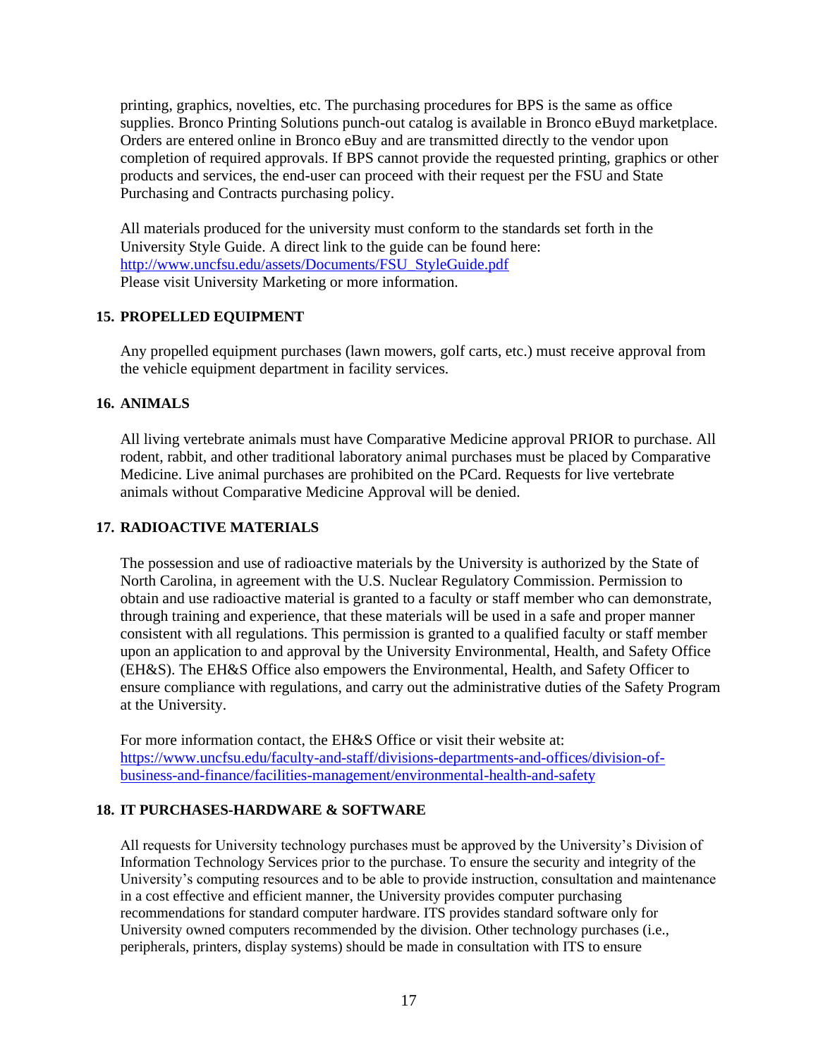printing, graphics, novelties, etc. The purchasing procedures for BPS is the same as office supplies. Bronco Printing Solutions punch-out catalog is available in Bronco eBuyd marketplace. Orders are entered online in Bronco eBuy and are transmitted directly to the vendor upon completion of required approvals. If BPS cannot provide the requested printing, graphics or other products and services, the end-user can proceed with their request per the FSU and State Purchasing and Contracts purchasing policy.

All materials produced for the university must conform to the standards set forth in the University Style Guide. A direct link to the guide can be found here: http://www.uncfsu.edu/assets/Documents/FSU_StyleGuide.pdf
Please visit University Marketing or more information.

## 15. PROPELLED EQUIPMENT

Any propelled equipment purchases (lawn mowers, golf carts, etc.) must receive approval from the vehicle equipment department in facility services.

## 16. ANIMALS

All living vertebrate animals must have Comparative Medicine approval PRIOR to purchase. All rodent, rabbit, and other traditional laboratory animal purchases must be placed by Comparative Medicine. Live animal purchases are prohibited on the PCard. Requests for live vertebrate animals without Comparative Medicine Approval will be denied.

## 17. RADIOACTIVE MATERIALS

The possession and use of radioactive materials by the University is authorized by the State of North Carolina, in agreement with the U.S. Nuclear Regulatory Commission. Permission to obtain and use radioactive material is granted to a faculty or staff member who can demonstrate, through training and experience, that these materials will be used in a safe and proper manner consistent with all regulations. This permission is granted to a qualified faculty or staff member upon an application to and approval by the University Environmental, Health, and Safety Office (EH&S). The EH&S Office also empowers the Environmental, Health, and Safety Officer to ensure compliance with regulations, and carry out the administrative duties of the Safety Program at the University.

For more information contact, the EH&S Office or visit their website at: https://www.uncfsu.edu/faculty-and-staff/divisions-departments-and-offices/division-of-business-and-finance/facilities-management/environmental-health-and-safety

## 18. IT PURCHASES-HARDWARE & SOFTWARE

All requests for University technology purchases must be approved by the University's Division of Information Technology Services prior to the purchase. To ensure the security and integrity of the University's computing resources and to be able to provide instruction, consultation and maintenance in a cost effective and efficient manner, the University provides computer purchasing recommendations for standard computer hardware. ITS provides standard software only for University owned computers recommended by the division. Other technology purchases (i.e., peripherals, printers, display systems) should be made in consultation with ITS to ensure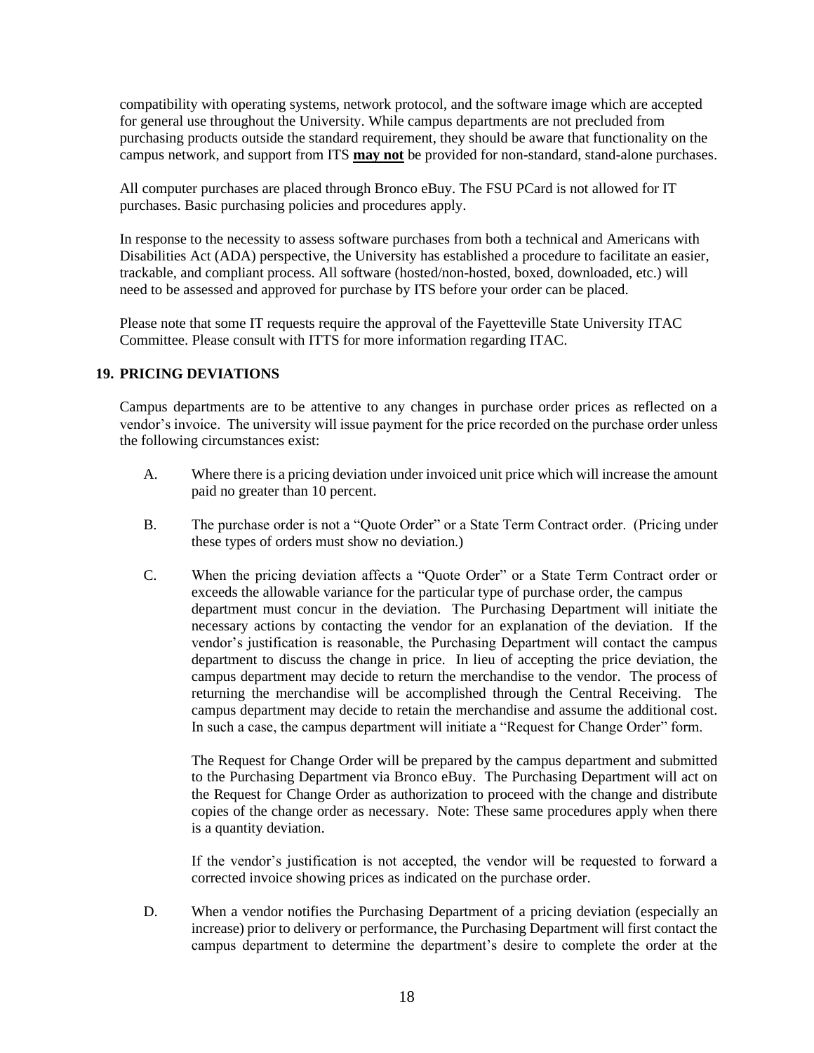compatibility with operating systems, network protocol, and the software image which are accepted for general use throughout the University. While campus departments are not precluded from purchasing products outside the standard requirement, they should be aware that functionality on the campus network, and support from ITS **may not** be provided for non-standard, stand-alone purchases.

All computer purchases are placed through Bronco eBuy. The FSU PCard is not allowed for IT purchases. Basic purchasing policies and procedures apply.

In response to the necessity to assess software purchases from both a technical and Americans with Disabilities Act (ADA) perspective, the University has established a procedure to facilitate an easier, trackable, and compliant process. All software (hosted/non-hosted, boxed, downloaded, etc.) will need to be assessed and approved for purchase by ITS before your order can be placed.

Please note that some IT requests require the approval of the Fayetteville State University ITAC Committee. Please consult with ITTS for more information regarding ITAC.

## 19. PRICING DEVIATIONS

Campus departments are to be attentive to any changes in purchase order prices as reflected on a vendor's invoice. The university will issue payment for the price recorded on the purchase order unless the following circumstances exist:

A. Where there is a pricing deviation under invoiced unit price which will increase the amount paid no greater than 10 percent.

B. The purchase order is not a "Quote Order" or a State Term Contract order. (Pricing under these types of orders must show no deviation.)

C. When the pricing deviation affects a "Quote Order" or a State Term Contract order or exceeds the allowable variance for the particular type of purchase order, the campus department must concur in the deviation. The Purchasing Department will initiate the necessary actions by contacting the vendor for an explanation of the deviation. If the vendor's justification is reasonable, the Purchasing Department will contact the campus department to discuss the change in price. In lieu of accepting the price deviation, the campus department may decide to return the merchandise to the vendor. The process of returning the merchandise will be accomplished through the Central Receiving. The campus department may decide to retain the merchandise and assume the additional cost. In such a case, the campus department will initiate a "Request for Change Order" form.

   The Request for Change Order will be prepared by the campus department and submitted to the Purchasing Department via Bronco eBuy. The Purchasing Department will act on the Request for Change Order as authorization to proceed with the change and distribute copies of the change order as necessary. Note: These same procedures apply when there is a quantity deviation.

   If the vendor's justification is not accepted, the vendor will be requested to forward a corrected invoice showing prices as indicated on the purchase order.

D. When a vendor notifies the Purchasing Department of a pricing deviation (especially an increase) prior to delivery or performance, the Purchasing Department will first contact the campus department to determine the department's desire to complete the order at the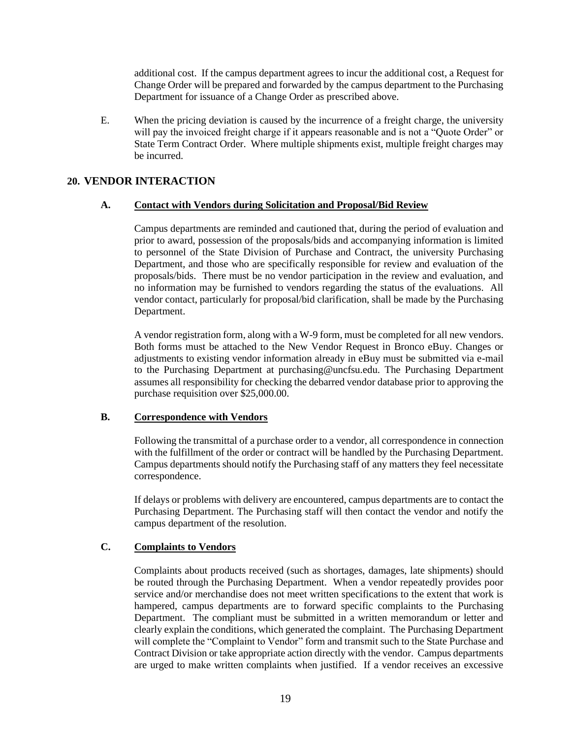additional cost. If the campus department agrees to incur the additional cost, a Request for Change Order will be prepared and forwarded by the campus department to the Purchasing Department for issuance of a Change Order as prescribed above.

E. When the pricing deviation is caused by the incurrence of a freight charge, the university will pay the invoiced freight charge if it appears reasonable and is not a "Quote Order" or State Term Contract Order. Where multiple shipments exist, multiple freight charges may be incurred.

## 20. VENDOR INTERACTION

### A. <u>Contact with Vendors during Solicitation and Proposal/Bid Review</u>

Campus departments are reminded and cautioned that, during the period of evaluation and prior to award, possession of the proposals/bids and accompanying information is limited to personnel of the State Division of Purchase and Contract, the university Purchasing Department, and those who are specifically responsible for review and evaluation of the proposals/bids. There must be no vendor participation in the review and evaluation, and no information may be furnished to vendors regarding the status of the evaluations. All vendor contact, particularly for proposal/bid clarification, shall be made by the Purchasing Department.

A vendor registration form, along with a W-9 form, must be completed for all new vendors. Both forms must be attached to the New Vendor Request in Bronco eBuy. Changes or adjustments to existing vendor information already in eBuy must be submitted via e-mail to the Purchasing Department at purchasing@uncfsu.edu. The Purchasing Department assumes all responsibility for checking the debarred vendor database prior to approving the purchase requisition over $25,000.00.

### B. <u>Correspondence with Vendors</u>

Following the transmittal of a purchase order to a vendor, all correspondence in connection with the fulfillment of the order or contract will be handled by the Purchasing Department. Campus departments should notify the Purchasing staff of any matters they feel necessitate correspondence.

If delays or problems with delivery are encountered, campus departments are to contact the Purchasing Department. The Purchasing staff will then contact the vendor and notify the campus department of the resolution.

### C. <u>Complaints to Vendors</u>

Complaints about products received (such as shortages, damages, late shipments) should be routed through the Purchasing Department. When a vendor repeatedly provides poor service and/or merchandise does not meet written specifications to the extent that work is hampered, campus departments are to forward specific complaints to the Purchasing Department. The compliant must be submitted in a written memorandum or letter and clearly explain the conditions, which generated the complaint. The Purchasing Department will complete the "Complaint to Vendor" form and transmit such to the State Purchase and Contract Division or take appropriate action directly with the vendor. Campus departments are urged to make written complaints when justified. If a vendor receives an excessive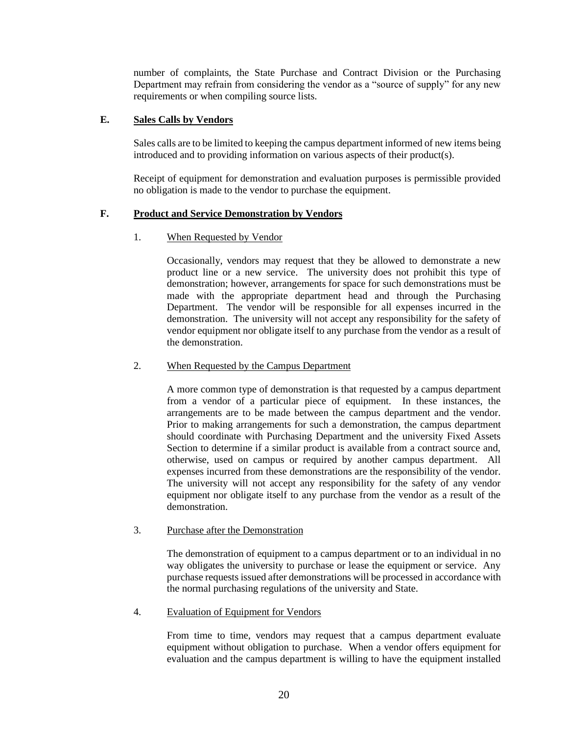number of complaints, the State Purchase and Contract Division or the Purchasing Department may refrain from considering the vendor as a "source of supply" for any new requirements or when compiling source lists.

### E. Sales Calls by Vendors

Sales calls are to be limited to keeping the campus department informed of new items being introduced and to providing information on various aspects of their product(s).

Receipt of equipment for demonstration and evaluation purposes is permissible provided no obligation is made to the vendor to purchase the equipment.

### F. Product and Service Demonstration by Vendors

1. When Requested by Vendor

   Occasionally, vendors may request that they be allowed to demonstrate a new product line or a new service. The university does not prohibit this type of demonstration; however, arrangements for space for such demonstrations must be made with the appropriate department head and through the Purchasing Department. The vendor will be responsible for all expenses incurred in the demonstration. The university will not accept any responsibility for the safety of vendor equipment nor obligate itself to any purchase from the vendor as a result of the demonstration.

2. When Requested by the Campus Department

   A more common type of demonstration is that requested by a campus department from a vendor of a particular piece of equipment. In these instances, the arrangements are to be made between the campus department and the vendor. Prior to making arrangements for such a demonstration, the campus department should coordinate with Purchasing Department and the university Fixed Assets Section to determine if a similar product is available from a contract source and, otherwise, used on campus or required by another campus department. All expenses incurred from these demonstrations are the responsibility of the vendor. The university will not accept any responsibility for the safety of any vendor equipment nor obligate itself to any purchase from the vendor as a result of the demonstration.

3. Purchase after the Demonstration

   The demonstration of equipment to a campus department or to an individual in no way obligates the university to purchase or lease the equipment or service. Any purchase requests issued after demonstrations will be processed in accordance with the normal purchasing regulations of the university and State.

4. Evaluation of Equipment for Vendors

   From time to time, vendors may request that a campus department evaluate equipment without obligation to purchase. When a vendor offers equipment for evaluation and the campus department is willing to have the equipment installed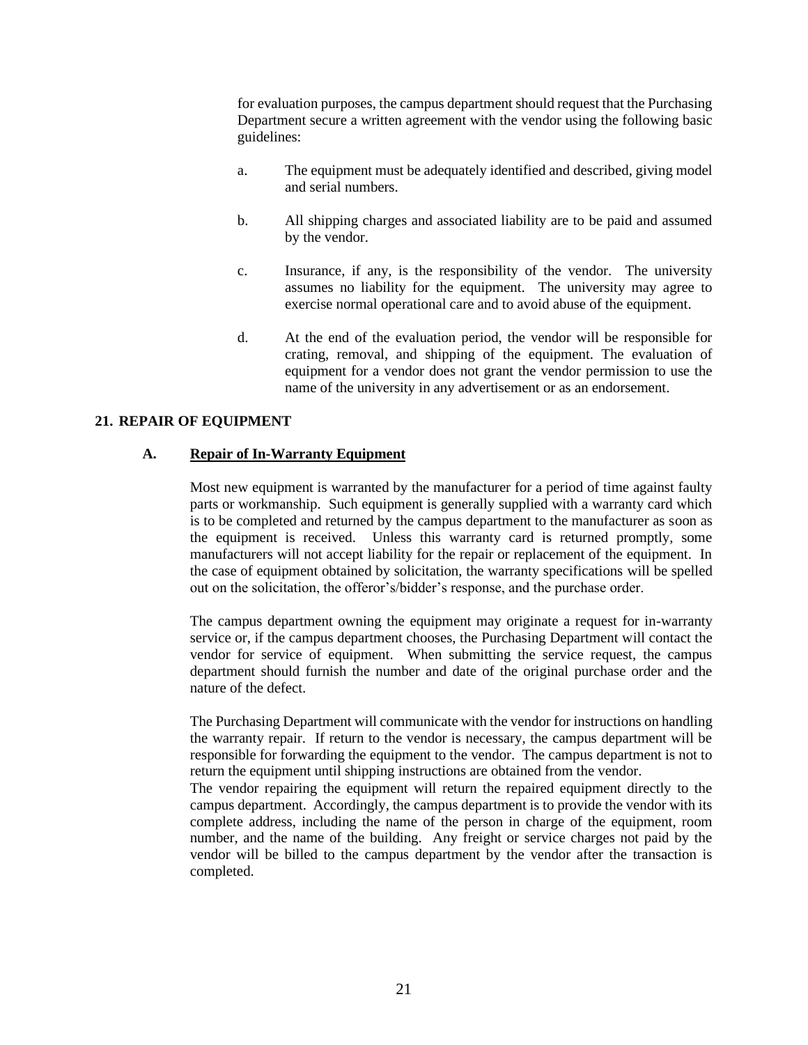for evaluation purposes, the campus department should request that the Purchasing Department secure a written agreement with the vendor using the following basic guidelines:

a. The equipment must be adequately identified and described, giving model and serial numbers.

b. All shipping charges and associated liability are to be paid and assumed by the vendor.

c. Insurance, if any, is the responsibility of the vendor. The university assumes no liability for the equipment. The university may agree to exercise normal operational care and to avoid abuse of the equipment.

d. At the end of the evaluation period, the vendor will be responsible for crating, removal, and shipping of the equipment. The evaluation of equipment for a vendor does not grant the vendor permission to use the name of the university in any advertisement or as an endorsement.

## 21. REPAIR OF EQUIPMENT

### A. Repair of In-Warranty Equipment

Most new equipment is warranted by the manufacturer for a period of time against faulty parts or workmanship. Such equipment is generally supplied with a warranty card which is to be completed and returned by the campus department to the manufacturer as soon as the equipment is received. Unless this warranty card is returned promptly, some manufacturers will not accept liability for the repair or replacement of the equipment. In the case of equipment obtained by solicitation, the warranty specifications will be spelled out on the solicitation, the offeror's/bidder's response, and the purchase order.

The campus department owning the equipment may originate a request for in-warranty service or, if the campus department chooses, the Purchasing Department will contact the vendor for service of equipment. When submitting the service request, the campus department should furnish the number and date of the original purchase order and the nature of the defect.

The Purchasing Department will communicate with the vendor for instructions on handling the warranty repair. If return to the vendor is necessary, the campus department will be responsible for forwarding the equipment to the vendor. The campus department is not to return the equipment until shipping instructions are obtained from the vendor.

The vendor repairing the equipment will return the repaired equipment directly to the campus department. Accordingly, the campus department is to provide the vendor with its complete address, including the name of the person in charge of the equipment, room number, and the name of the building. Any freight or service charges not paid by the vendor will be billed to the campus department by the vendor after the transaction is completed.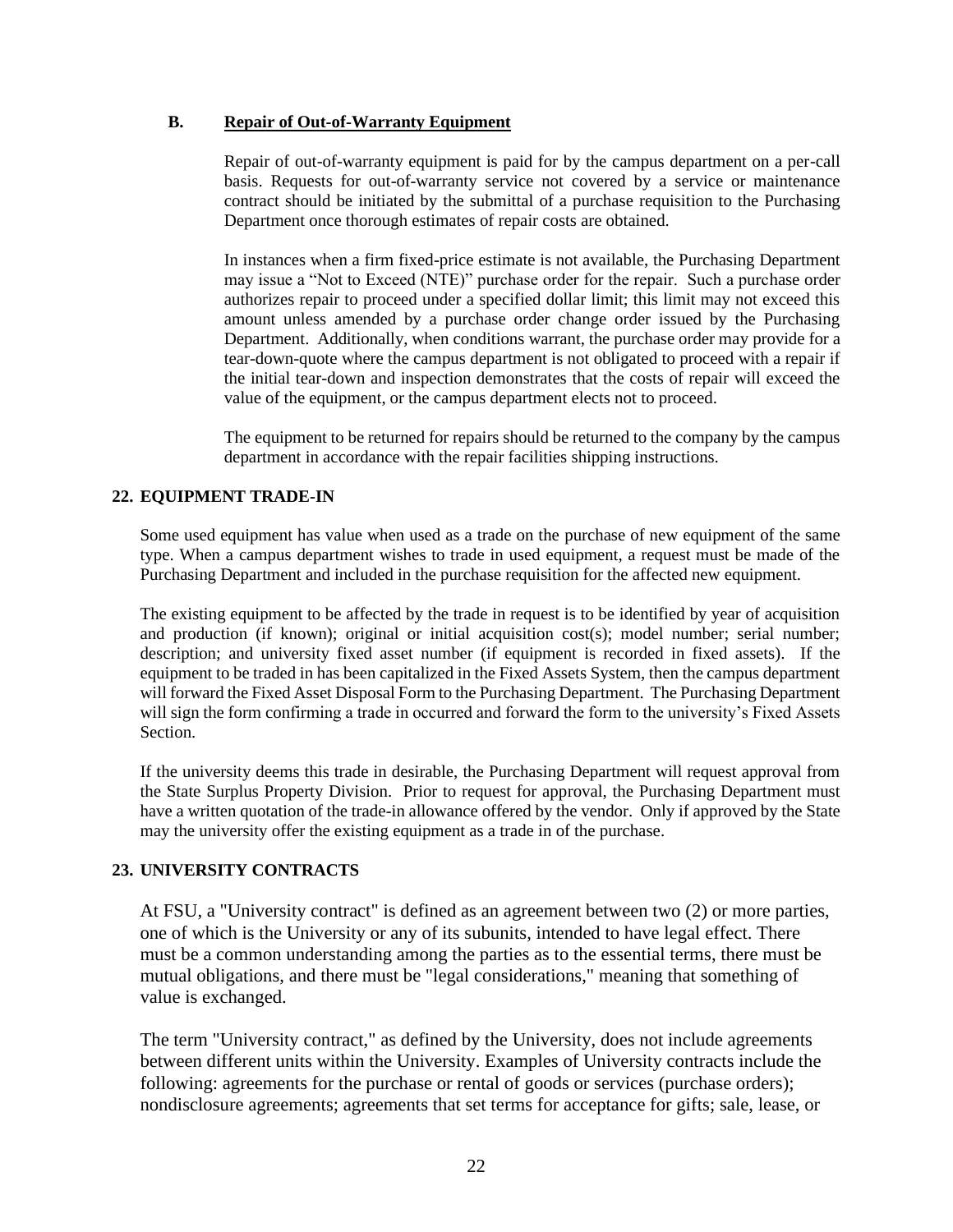### B. Repair of Out-of-Warranty Equipment

Repair of out-of-warranty equipment is paid for by the campus department on a per-call basis. Requests for out-of-warranty service not covered by a service or maintenance contract should be initiated by the submittal of a purchase requisition to the Purchasing Department once thorough estimates of repair costs are obtained.

In instances when a firm fixed-price estimate is not available, the Purchasing Department may issue a "Not to Exceed (NTE)" purchase order for the repair. Such a purchase order authorizes repair to proceed under a specified dollar limit; this limit may not exceed this amount unless amended by a purchase order change order issued by the Purchasing Department. Additionally, when conditions warrant, the purchase order may provide for a tear-down-quote where the campus department is not obligated to proceed with a repair if the initial tear-down and inspection demonstrates that the costs of repair will exceed the value of the equipment, or the campus department elects not to proceed.

The equipment to be returned for repairs should be returned to the company by the campus department in accordance with the repair facilities shipping instructions.

## 22. EQUIPMENT TRADE-IN

Some used equipment has value when used as a trade on the purchase of new equipment of the same type. When a campus department wishes to trade in used equipment, a request must be made of the Purchasing Department and included in the purchase requisition for the affected new equipment.

The existing equipment to be affected by the trade in request is to be identified by year of acquisition and production (if known); original or initial acquisition cost(s); model number; serial number; description; and university fixed asset number (if equipment is recorded in fixed assets). If the equipment to be traded in has been capitalized in the Fixed Assets System, then the campus department will forward the Fixed Asset Disposal Form to the Purchasing Department. The Purchasing Department will sign the form confirming a trade in occurred and forward the form to the university's Fixed Assets Section.

If the university deems this trade in desirable, the Purchasing Department will request approval from the State Surplus Property Division. Prior to request for approval, the Purchasing Department must have a written quotation of the trade-in allowance offered by the vendor. Only if approved by the State may the university offer the existing equipment as a trade in of the purchase.

## 23. UNIVERSITY CONTRACTS

At FSU, a "University contract" is defined as an agreement between two (2) or more parties, one of which is the University or any of its subunits, intended to have legal effect. There must be a common understanding among the parties as to the essential terms, there must be mutual obligations, and there must be "legal considerations," meaning that something of value is exchanged.

The term "University contract," as defined by the University, does not include agreements between different units within the University. Examples of University contracts include the following: agreements for the purchase or rental of goods or services (purchase orders); nondisclosure agreements; agreements that set terms for acceptance for gifts; sale, lease, or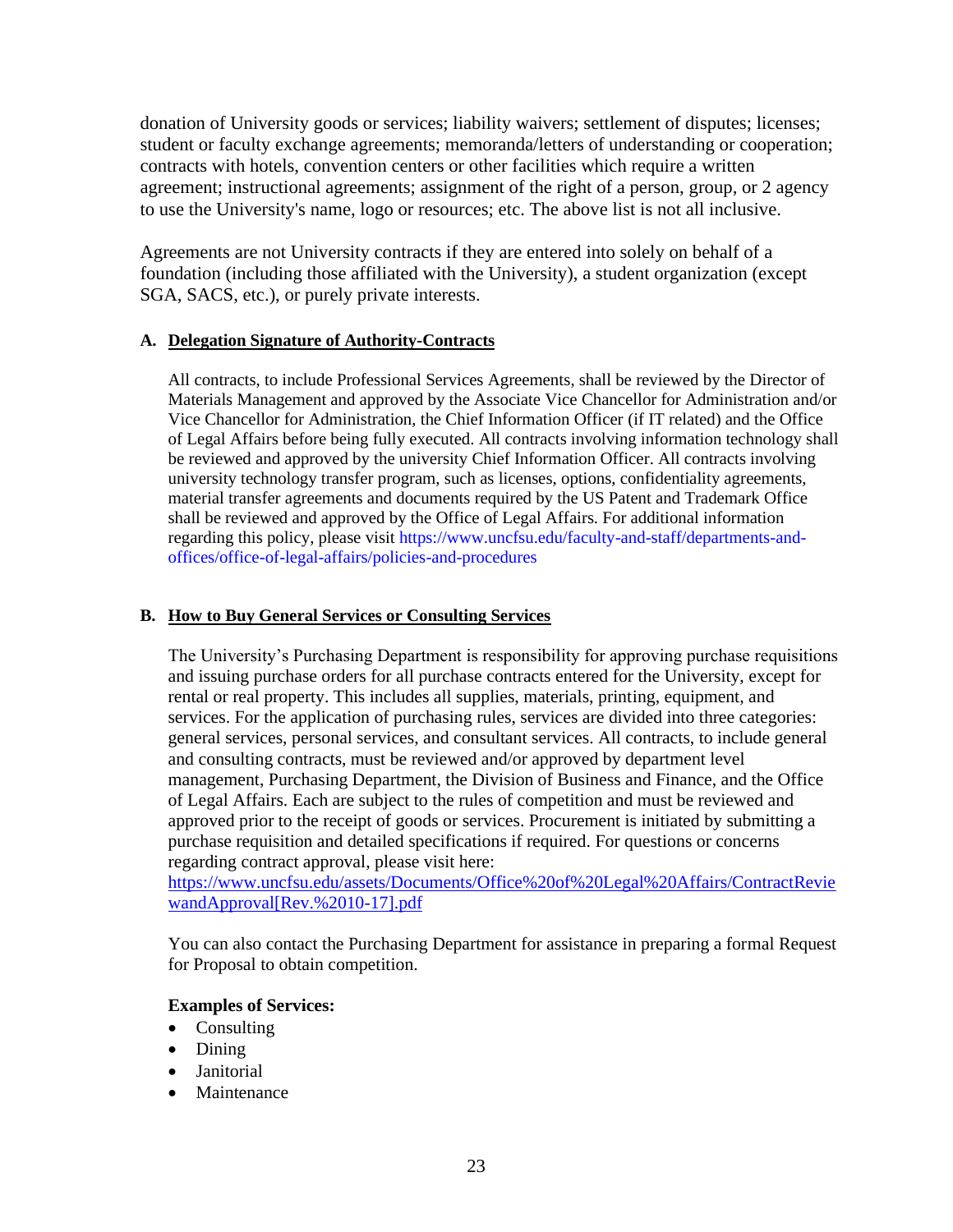donation of University goods or services; liability waivers; settlement of disputes; licenses; student or faculty exchange agreements; memoranda/letters of understanding or cooperation; contracts with hotels, convention centers or other facilities which require a written agreement; instructional agreements; assignment of the right of a person, group, or 2 agency to use the University's name, logo or resources; etc. The above list is not all inclusive.

Agreements are not University contracts if they are entered into solely on behalf of a foundation (including those affiliated with the University), a student organization (except SGA, SACS, etc.), or purely private interests.

**A. Delegation Signature of Authority-Contracts**

All contracts, to include Professional Services Agreements, shall be reviewed by the Director of Materials Management and approved by the Associate Vice Chancellor for Administration and/or Vice Chancellor for Administration, the Chief Information Officer (if IT related) and the Office of Legal Affairs before being fully executed. All contracts involving information technology shall be reviewed and approved by the university Chief Information Officer. All contracts involving university technology transfer program, such as licenses, options, confidentiality agreements, material transfer agreements and documents required by the US Patent and Trademark Office shall be reviewed and approved by the Office of Legal Affairs. For additional information regarding this policy, please visit https://www.uncfsu.edu/faculty-and-staff/departments-and-offices/office-of-legal-affairs/policies-and-procedures

**B. How to Buy General Services or Consulting Services**

The University's Purchasing Department is responsibility for approving purchase requisitions and issuing purchase orders for all purchase contracts entered for the University, except for rental or real property. This includes all supplies, materials, printing, equipment, and services. For the application of purchasing rules, services are divided into three categories: general services, personal services, and consultant services. All contracts, to include general and consulting contracts, must be reviewed and/or approved by department level management, Purchasing Department, the Division of Business and Finance, and the Office of Legal Affairs. Each are subject to the rules of competition and must be reviewed and approved prior to the receipt of goods or services. Procurement is initiated by submitting a purchase requisition and detailed specifications if required. For questions or concerns regarding contract approval, please visit here: https://www.uncfsu.edu/assets/Documents/Office%20of%20Legal%20Affairs/ContractReviewandApproval[Rev.%2010-17].pdf

You can also contact the Purchasing Department for assistance in preparing a formal Request for Proposal to obtain competition.

**Examples of Services:**

- Consulting
- Dining
- Janitorial
- Maintenance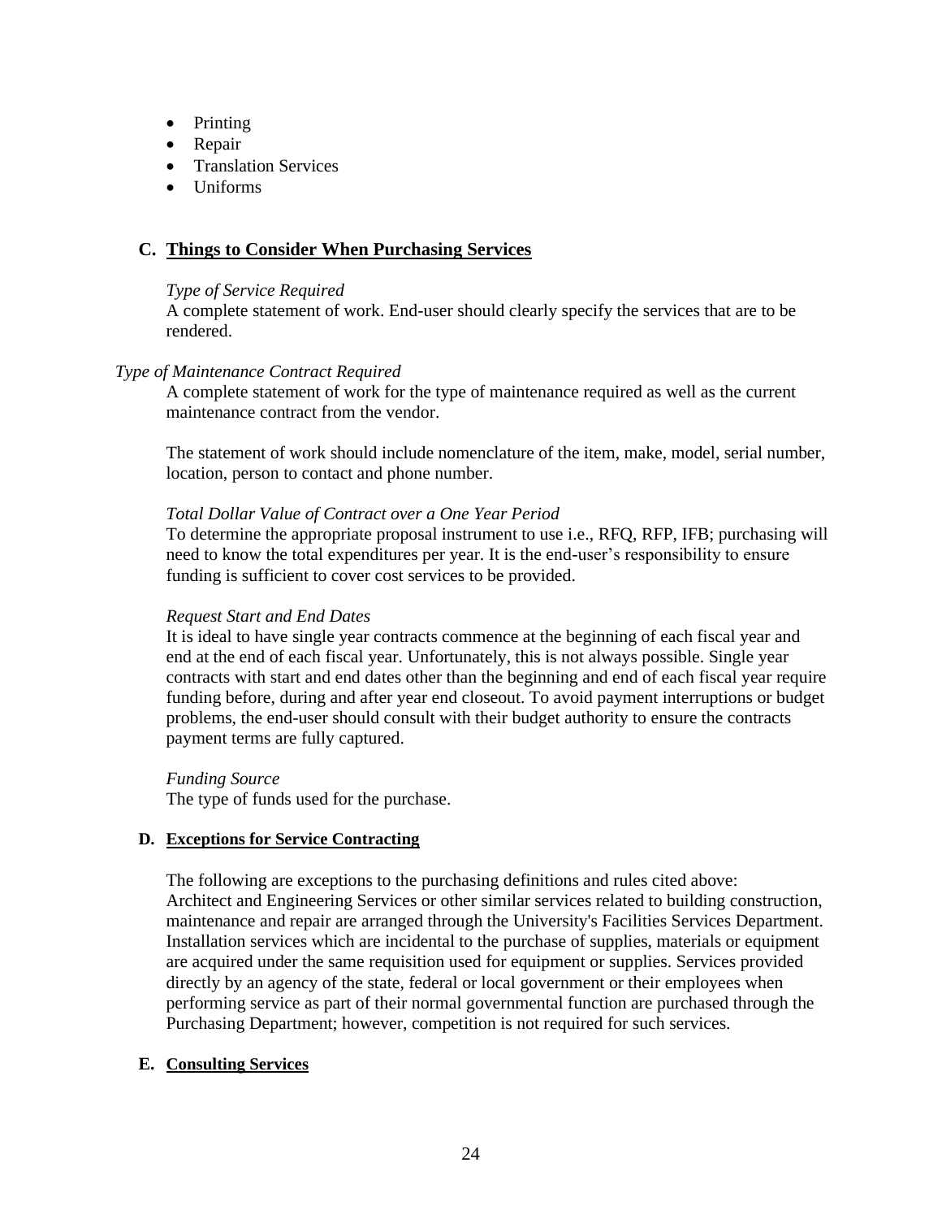- Printing
- Repair
- Translation Services
- Uniforms

## C. Things to Consider When Purchasing Services

*Type of Service Required*
A complete statement of work. End-user should clearly specify the services that are to be rendered.

*Type of Maintenance Contract Required*
A complete statement of work for the type of maintenance required as well as the current maintenance contract from the vendor.

The statement of work should include nomenclature of the item, make, model, serial number, location, person to contact and phone number.

*Total Dollar Value of Contract over a One Year Period*
To determine the appropriate proposal instrument to use i.e., RFQ, RFP, IFB; purchasing will need to know the total expenditures per year. It is the end-user's responsibility to ensure funding is sufficient to cover cost services to be provided.

*Request Start and End Dates*
It is ideal to have single year contracts commence at the beginning of each fiscal year and end at the end of each fiscal year. Unfortunately, this is not always possible. Single year contracts with start and end dates other than the beginning and end of each fiscal year require funding before, during and after year end closeout. To avoid payment interruptions or budget problems, the end-user should consult with their budget authority to ensure the contracts payment terms are fully captured.

*Funding Source*
The type of funds used for the purchase.

## D. Exceptions for Service Contracting

The following are exceptions to the purchasing definitions and rules cited above: Architect and Engineering Services or other similar services related to building construction, maintenance and repair are arranged through the University's Facilities Services Department. Installation services which are incidental to the purchase of supplies, materials or equipment are acquired under the same requisition used for equipment or supplies. Services provided directly by an agency of the state, federal or local government or their employees when performing service as part of their normal governmental function are purchased through the Purchasing Department; however, competition is not required for such services.

## E. Consulting Services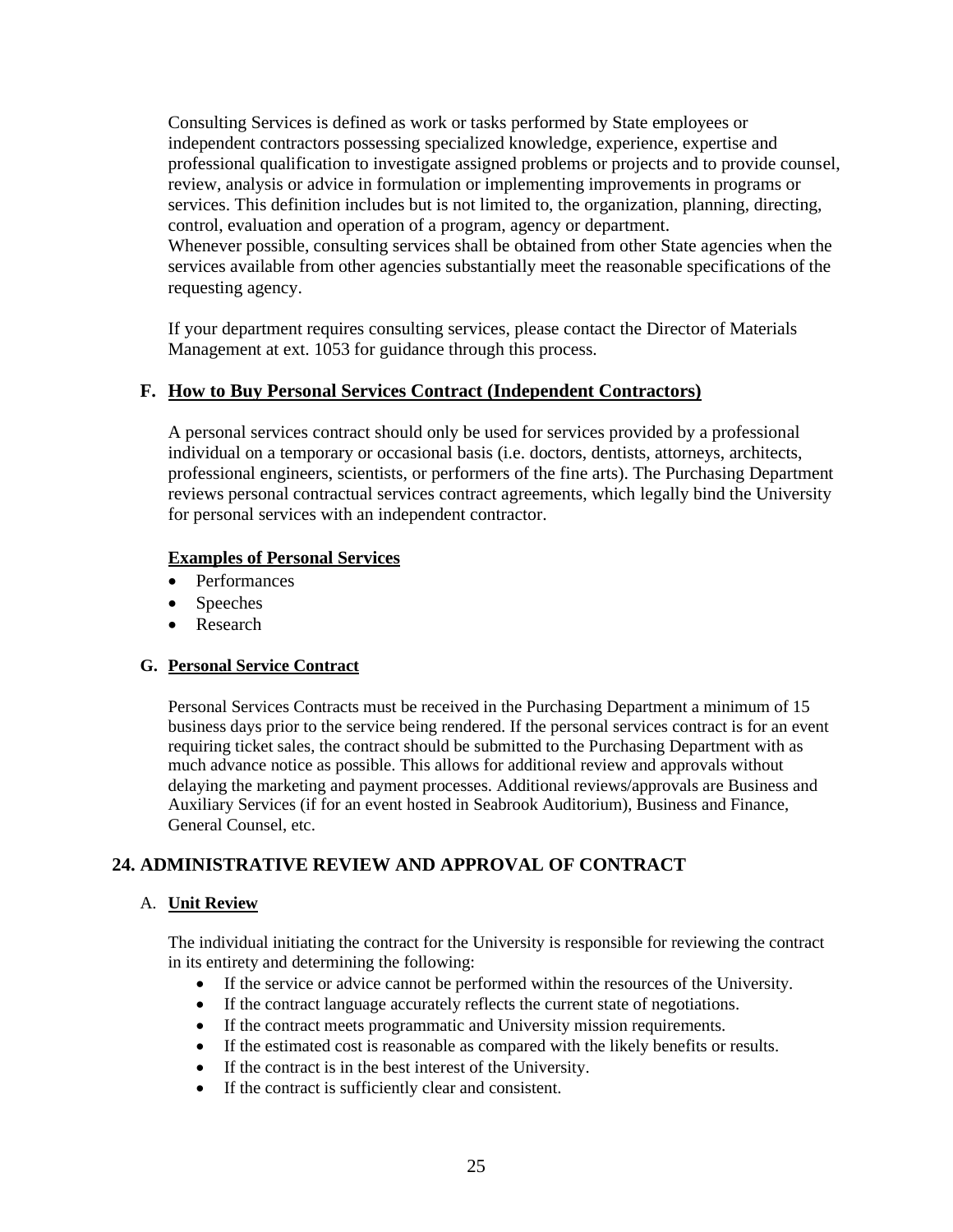Consulting Services is defined as work or tasks performed by State employees or independent contractors possessing specialized knowledge, experience, expertise and professional qualification to investigate assigned problems or projects and to provide counsel, review, analysis or advice in formulation or implementing improvements in programs or services. This definition includes but is not limited to, the organization, planning, directing, control, evaluation and operation of a program, agency or department.
Whenever possible, consulting services shall be obtained from other State agencies when the services available from other agencies substantially meet the reasonable specifications of the requesting agency.

If your department requires consulting services, please contact the Director of Materials Management at ext. 1053 for guidance through this process.

### F. How to Buy Personal Services Contract (Independent Contractors)

A personal services contract should only be used for services provided by a professional individual on a temporary or occasional basis (i.e. doctors, dentists, attorneys, architects, professional engineers, scientists, or performers of the fine arts). The Purchasing Department reviews personal contractual services contract agreements, which legally bind the University for personal services with an independent contractor.

**Examples of Personal Services**

- Performances
- Speeches
- Research

### G. Personal Service Contract

Personal Services Contracts must be received in the Purchasing Department a minimum of 15 business days prior to the service being rendered. If the personal services contract is for an event requiring ticket sales, the contract should be submitted to the Purchasing Department with as much advance notice as possible. This allows for additional review and approvals without delaying the marketing and payment processes. Additional reviews/approvals are Business and Auxiliary Services (if for an event hosted in Seabrook Auditorium), Business and Finance, General Counsel, etc.

## 24. ADMINISTRATIVE REVIEW AND APPROVAL OF CONTRACT

### A. Unit Review

The individual initiating the contract for the University is responsible for reviewing the contract in its entirety and determining the following:

- If the service or advice cannot be performed within the resources of the University.
- If the contract language accurately reflects the current state of negotiations.
- If the contract meets programmatic and University mission requirements.
- If the estimated cost is reasonable as compared with the likely benefits or results.
- If the contract is in the best interest of the University.
- If the contract is sufficiently clear and consistent.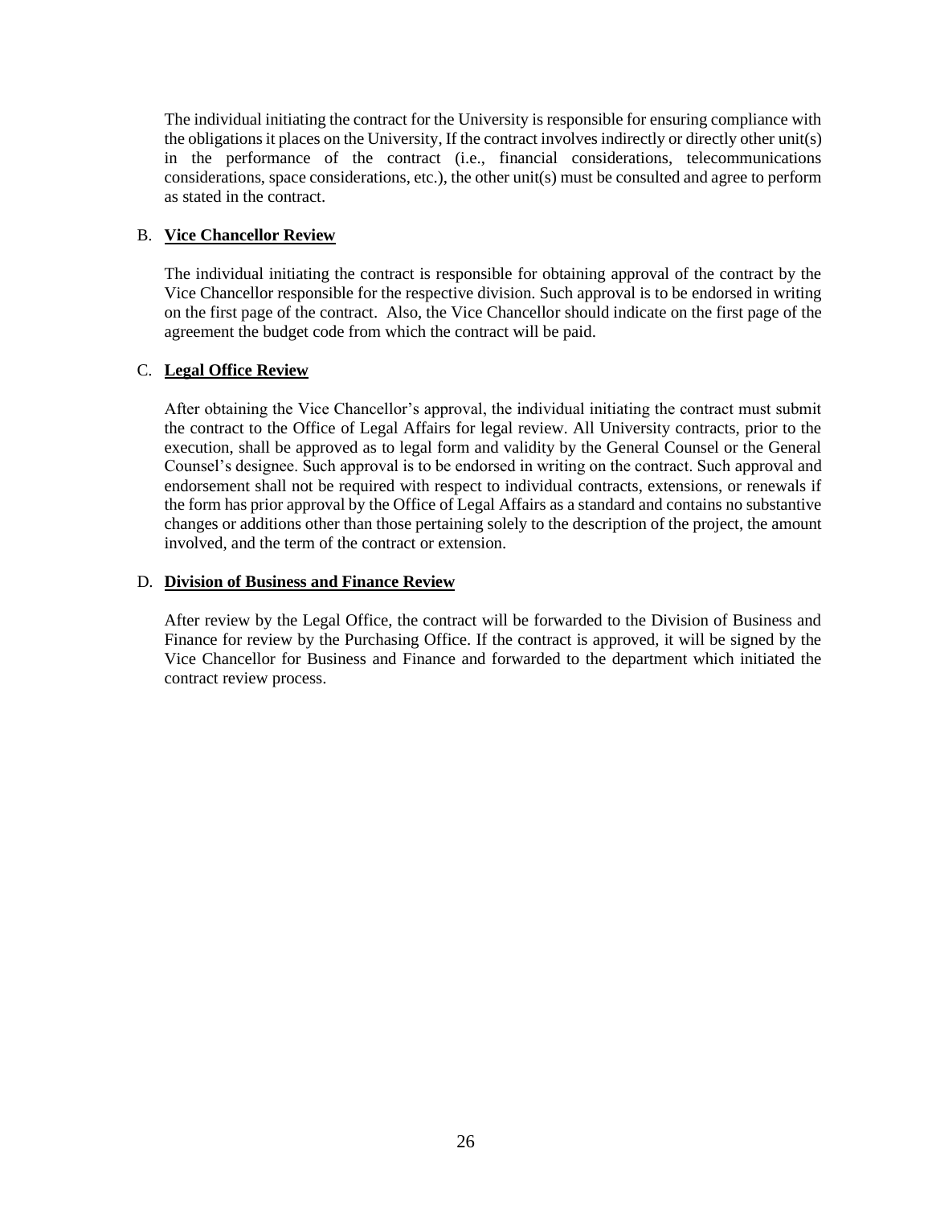The individual initiating the contract for the University is responsible for ensuring compliance with the obligations it places on the University, If the contract involves indirectly or directly other unit(s) in the performance of the contract (i.e., financial considerations, telecommunications considerations, space considerations, etc.), the other unit(s) must be consulted and agree to perform as stated in the contract.

B. **Vice Chancellor Review**

The individual initiating the contract is responsible for obtaining approval of the contract by the Vice Chancellor responsible for the respective division. Such approval is to be endorsed in writing on the first page of the contract. Also, the Vice Chancellor should indicate on the first page of the agreement the budget code from which the contract will be paid.

C. **Legal Office Review**

After obtaining the Vice Chancellor's approval, the individual initiating the contract must submit the contract to the Office of Legal Affairs for legal review. All University contracts, prior to the execution, shall be approved as to legal form and validity by the General Counsel or the General Counsel's designee. Such approval is to be endorsed in writing on the contract. Such approval and endorsement shall not be required with respect to individual contracts, extensions, or renewals if the form has prior approval by the Office of Legal Affairs as a standard and contains no substantive changes or additions other than those pertaining solely to the description of the project, the amount involved, and the term of the contract or extension.

D. **Division of Business and Finance Review**

After review by the Legal Office, the contract will be forwarded to the Division of Business and Finance for review by the Purchasing Office. If the contract is approved, it will be signed by the Vice Chancellor for Business and Finance and forwarded to the department which initiated the contract review process.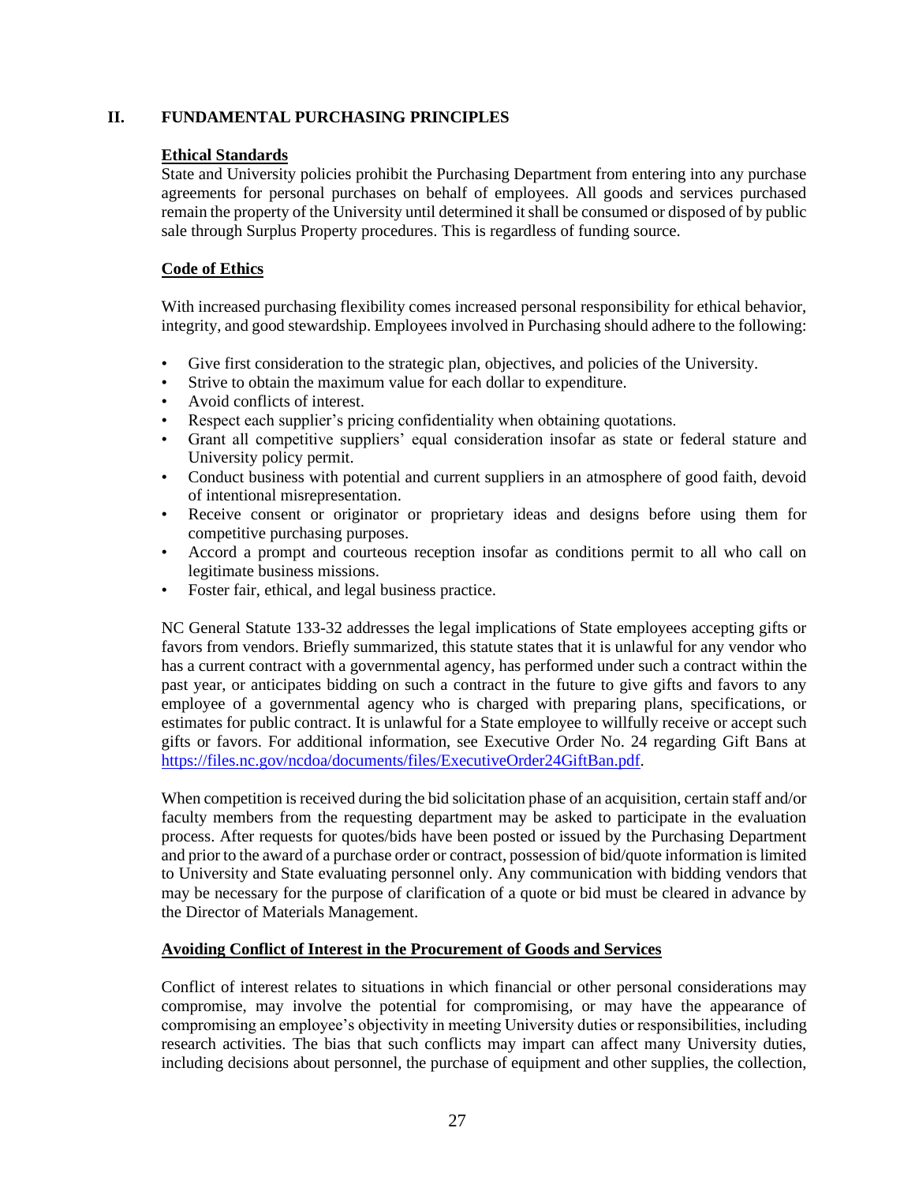## II. FUNDAMENTAL PURCHASING PRINCIPLES

### Ethical Standards

State and University policies prohibit the Purchasing Department from entering into any purchase agreements for personal purchases on behalf of employees. All goods and services purchased remain the property of the University until determined it shall be consumed or disposed of by public sale through Surplus Property procedures. This is regardless of funding source.

### Code of Ethics

With increased purchasing flexibility comes increased personal responsibility for ethical behavior, integrity, and good stewardship. Employees involved in Purchasing should adhere to the following:

- Give first consideration to the strategic plan, objectives, and policies of the University.
- Strive to obtain the maximum value for each dollar to expenditure.
- Avoid conflicts of interest.
- Respect each supplier's pricing confidentiality when obtaining quotations.
- Grant all competitive suppliers' equal consideration insofar as state or federal stature and University policy permit.
- Conduct business with potential and current suppliers in an atmosphere of good faith, devoid of intentional misrepresentation.
- Receive consent or originator or proprietary ideas and designs before using them for competitive purchasing purposes.
- Accord a prompt and courteous reception insofar as conditions permit to all who call on legitimate business missions.
- Foster fair, ethical, and legal business practice.

NC General Statute 133-32 addresses the legal implications of State employees accepting gifts or favors from vendors. Briefly summarized, this statute states that it is unlawful for any vendor who has a current contract with a governmental agency, has performed under such a contract within the past year, or anticipates bidding on such a contract in the future to give gifts and favors to any employee of a governmental agency who is charged with preparing plans, specifications, or estimates for public contract. It is unlawful for a State employee to willfully receive or accept such gifts or favors. For additional information, see Executive Order No. 24 regarding Gift Bans at https://files.nc.gov/ncdoa/documents/files/ExecutiveOrder24GiftBan.pdf.

When competition is received during the bid solicitation phase of an acquisition, certain staff and/or faculty members from the requesting department may be asked to participate in the evaluation process. After requests for quotes/bids have been posted or issued by the Purchasing Department and prior to the award of a purchase order or contract, possession of bid/quote information is limited to University and State evaluating personnel only. Any communication with bidding vendors that may be necessary for the purpose of clarification of a quote or bid must be cleared in advance by the Director of Materials Management.

### Avoiding Conflict of Interest in the Procurement of Goods and Services

Conflict of interest relates to situations in which financial or other personal considerations may compromise, may involve the potential for compromising, or may have the appearance of compromising an employee's objectivity in meeting University duties or responsibilities, including research activities. The bias that such conflicts may impart can affect many University duties, including decisions about personnel, the purchase of equipment and other supplies, the collection,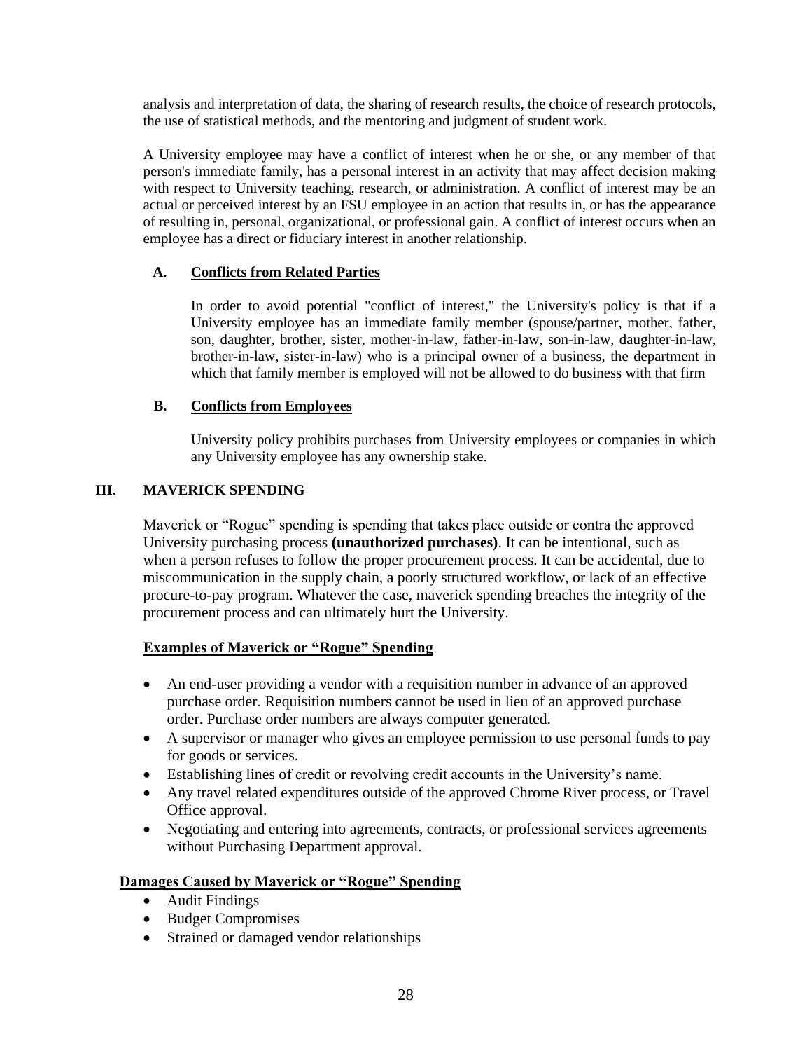analysis and interpretation of data, the sharing of research results, the choice of research protocols, the use of statistical methods, and the mentoring and judgment of student work.

A University employee may have a conflict of interest when he or she, or any member of that person's immediate family, has a personal interest in an activity that may affect decision making with respect to University teaching, research, or administration. A conflict of interest may be an actual or perceived interest by an FSU employee in an action that results in, or has the appearance of resulting in, personal, organizational, or professional gain. A conflict of interest occurs when an employee has a direct or fiduciary interest in another relationship.

### A. <u>Conflicts from Related Parties</u>

In order to avoid potential "conflict of interest," the University's policy is that if a University employee has an immediate family member (spouse/partner, mother, father, son, daughter, brother, sister, mother-in-law, father-in-law, son-in-law, daughter-in-law, brother-in-law, sister-in-law) who is a principal owner of a business, the department in which that family member is employed will not be allowed to do business with that firm

### B. <u>Conflicts from Employees</u>

University policy prohibits purchases from University employees or companies in which any University employee has any ownership stake.

## III. MAVERICK SPENDING

Maverick or "Rogue" spending is spending that takes place outside or contra the approved University purchasing process **(unauthorized purchases)**. It can be intentional, such as when a person refuses to follow the proper procurement process. It can be accidental, due to miscommunication in the supply chain, a poorly structured workflow, or lack of an effective procure-to-pay program. Whatever the case, maverick spending breaches the integrity of the procurement process and can ultimately hurt the University.

**<u>Examples of Maverick or "Rogue" Spending</u>**

- An end-user providing a vendor with a requisition number in advance of an approved purchase order. Requisition numbers cannot be used in lieu of an approved purchase order. Purchase order numbers are always computer generated.
- A supervisor or manager who gives an employee permission to use personal funds to pay for goods or services.
- Establishing lines of credit or revolving credit accounts in the University's name.
- Any travel related expenditures outside of the approved Chrome River process, or Travel Office approval.
- Negotiating and entering into agreements, contracts, or professional services agreements without Purchasing Department approval.

**<u>Damages Caused by Maverick or "Rogue" Spending</u>**

- Audit Findings
- Budget Compromises
- Strained or damaged vendor relationships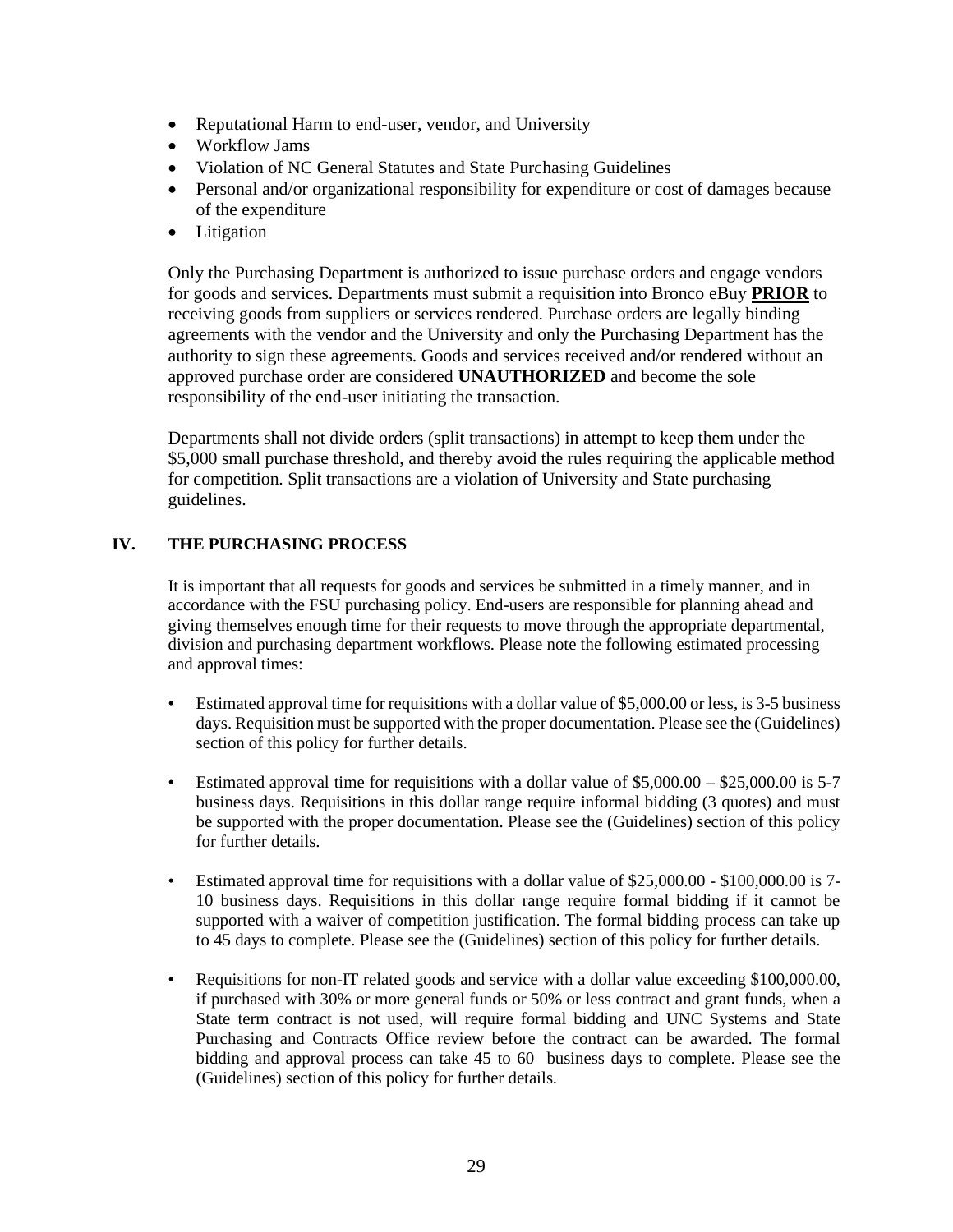- Reputational Harm to end-user, vendor, and University
- Workflow Jams
- Violation of NC General Statutes and State Purchasing Guidelines
- Personal and/or organizational responsibility for expenditure or cost of damages because of the expenditure
- Litigation

Only the Purchasing Department is authorized to issue purchase orders and engage vendors for goods and services. Departments must submit a requisition into Bronco eBuy **PRIOR** to receiving goods from suppliers or services rendered. Purchase orders are legally binding agreements with the vendor and the University and only the Purchasing Department has the authority to sign these agreements. Goods and services received and/or rendered without an approved purchase order are considered **UNAUTHORIZED** and become the sole responsibility of the end-user initiating the transaction.

Departments shall not divide orders (split transactions) in attempt to keep them under the $5,000 small purchase threshold, and thereby avoid the rules requiring the applicable method for competition. Split transactions are a violation of University and State purchasing guidelines.

## IV. THE PURCHASING PROCESS

It is important that all requests for goods and services be submitted in a timely manner, and in accordance with the FSU purchasing policy. End-users are responsible for planning ahead and giving themselves enough time for their requests to move through the appropriate departmental, division and purchasing department workflows. Please note the following estimated processing and approval times:

- Estimated approval time for requisitions with a dollar value of $5,000.00 or less, is 3-5 business days. Requisition must be supported with the proper documentation. Please see the (Guidelines) section of this policy for further details.

- Estimated approval time for requisitions with a dollar value of $5,000.00 – $25,000.00 is 5-7 business days. Requisitions in this dollar range require informal bidding (3 quotes) and must be supported with the proper documentation. Please see the (Guidelines) section of this policy for further details.

- Estimated approval time for requisitions with a dollar value of $25,000.00 - $100,000.00 is 7-10 business days. Requisitions in this dollar range require formal bidding if it cannot be supported with a waiver of competition justification. The formal bidding process can take up to 45 days to complete. Please see the (Guidelines) section of this policy for further details.

- Requisitions for non-IT related goods and service with a dollar value exceeding $100,000.00, if purchased with 30% or more general funds or 50% or less contract and grant funds, when a State term contract is not used, will require formal bidding and UNC Systems and State Purchasing and Contracts Office review before the contract can be awarded. The formal bidding and approval process can take 45 to 60 business days to complete. Please see the (Guidelines) section of this policy for further details.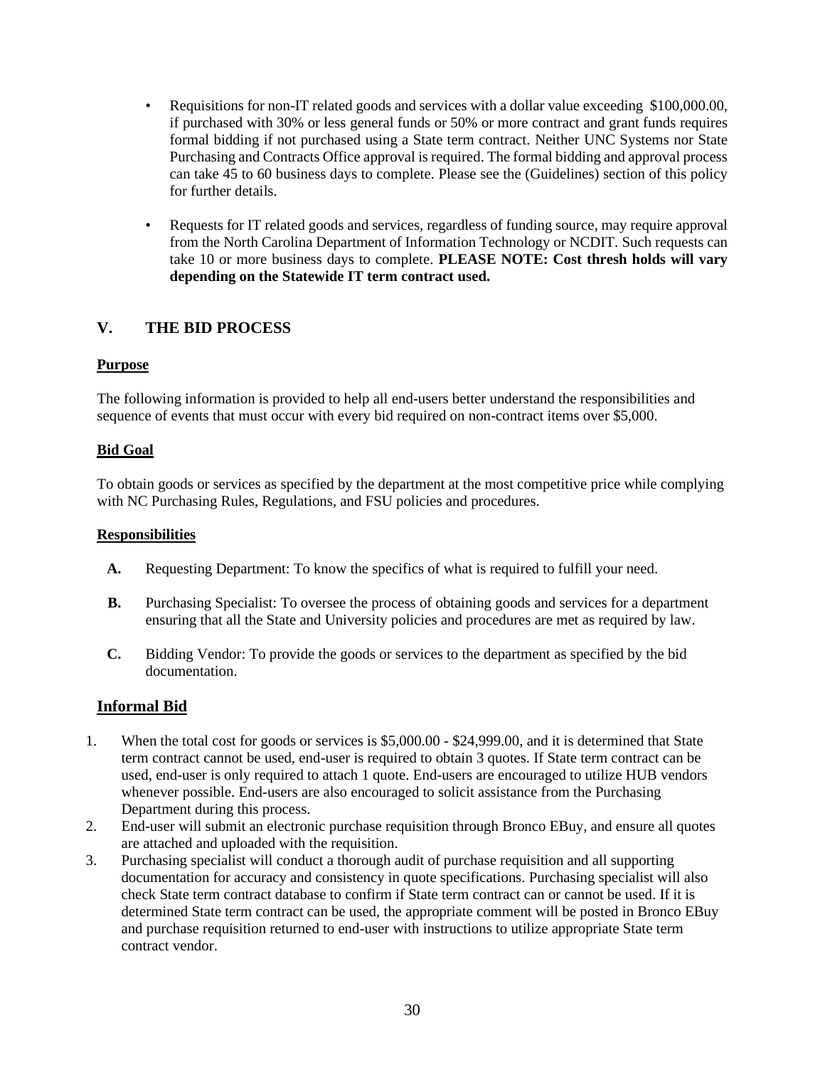- Requisitions for non-IT related goods and services with a dollar value exceeding  $100,000.00, if purchased with 30% or less general funds or 50% or more contract and grant funds requires formal bidding if not purchased using a State term contract. Neither UNC Systems nor State Purchasing and Contracts Office approval is required. The formal bidding and approval process can take 45 to 60 business days to complete. Please see the (Guidelines) section of this policy for further details.

- Requests for IT related goods and services, regardless of funding source, may require approval from the North Carolina Department of Information Technology or NCDIT. Such requests can take 10 or more business days to complete. **PLEASE NOTE: Cost thresh holds will vary depending on the Statewide IT term contract used.**

## V. THE BID PROCESS

**Purpose**

The following information is provided to help all end-users better understand the responsibilities and sequence of events that must occur with every bid required on non-contract items over $5,000.

**Bid Goal**

To obtain goods or services as specified by the department at the most competitive price while complying with NC Purchasing Rules, Regulations, and FSU policies and procedures.

**Responsibilities**

**A.** Requesting Department: To know the specifics of what is required to fulfill your need.

**B.** Purchasing Specialist: To oversee the process of obtaining goods and services for a department ensuring that all the State and University policies and procedures are met as required by law.

**C.** Bidding Vendor: To provide the goods or services to the department as specified by the bid documentation.

### Informal Bid

1. When the total cost for goods or services is $5,000.00 - $24,999.00, and it is determined that State term contract cannot be used, end-user is required to obtain 3 quotes. If State term contract can be used, end-user is only required to attach 1 quote. End-users are encouraged to utilize HUB vendors whenever possible. End-users are also encouraged to solicit assistance from the Purchasing Department during this process.
2. End-user will submit an electronic purchase requisition through Bronco EBuy, and ensure all quotes are attached and uploaded with the requisition.
3. Purchasing specialist will conduct a thorough audit of purchase requisition and all supporting documentation for accuracy and consistency in quote specifications. Purchasing specialist will also check State term contract database to confirm if State term contract can or cannot be used. If it is determined State term contract can be used, the appropriate comment will be posted in Bronco EBuy and purchase requisition returned to end-user with instructions to utilize appropriate State term contract vendor.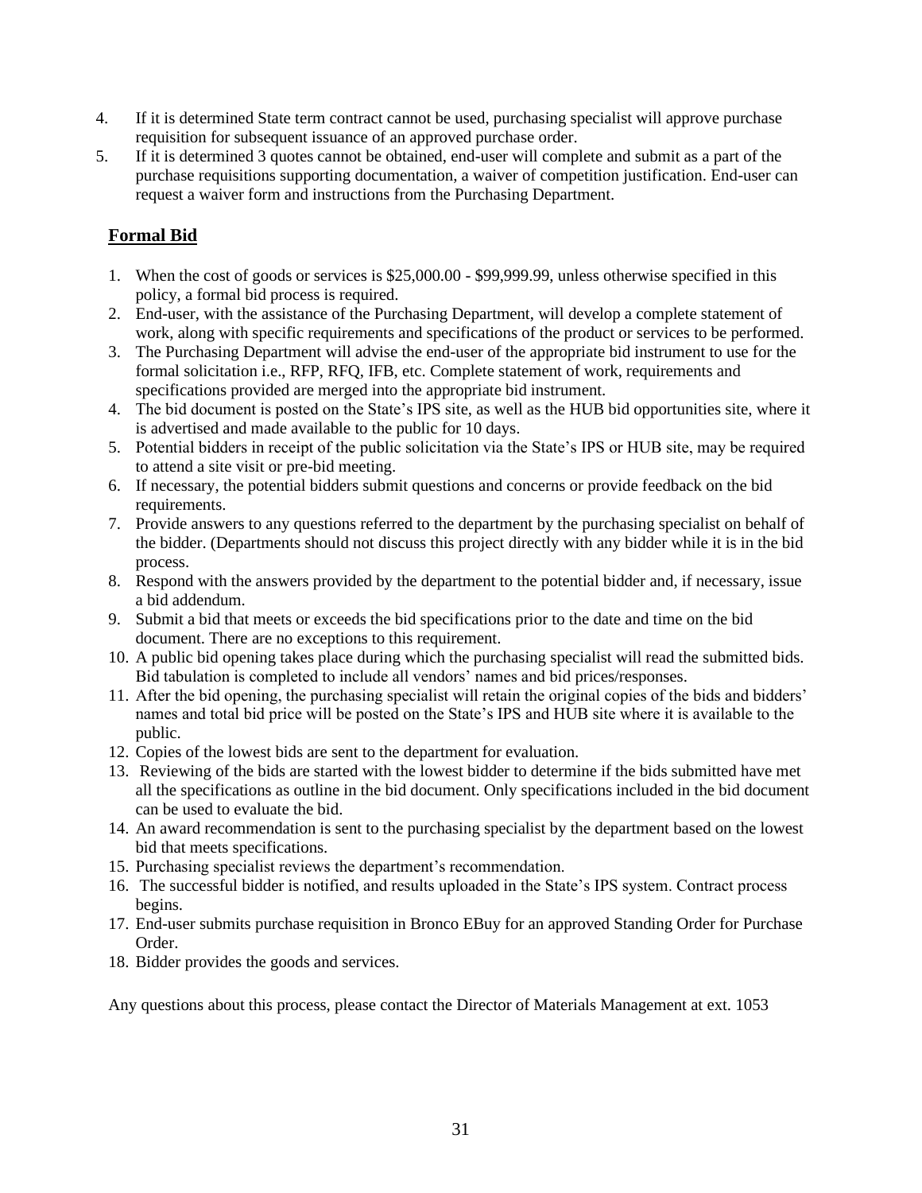4. If it is determined State term contract cannot be used, purchasing specialist will approve purchase requisition for subsequent issuance of an approved purchase order.
5. If it is determined 3 quotes cannot be obtained, end-user will complete and submit as a part of the purchase requisitions supporting documentation, a waiver of competition justification. End-user can request a waiver form and instructions from the Purchasing Department.

## **<u>Formal Bid</u>**

1. When the cost of goods or services is $25,000.00 - $99,999.99, unless otherwise specified in this policy, a formal bid process is required.
2. End-user, with the assistance of the Purchasing Department, will develop a complete statement of work, along with specific requirements and specifications of the product or services to be performed.
3. The Purchasing Department will advise the end-user of the appropriate bid instrument to use for the formal solicitation i.e., RFP, RFQ, IFB, etc. Complete statement of work, requirements and specifications provided are merged into the appropriate bid instrument.
4. The bid document is posted on the State's IPS site, as well as the HUB bid opportunities site, where it is advertised and made available to the public for 10 days.
5. Potential bidders in receipt of the public solicitation via the State's IPS or HUB site, may be required to attend a site visit or pre-bid meeting.
6. If necessary, the potential bidders submit questions and concerns or provide feedback on the bid requirements.
7. Provide answers to any questions referred to the department by the purchasing specialist on behalf of the bidder. (Departments should not discuss this project directly with any bidder while it is in the bid process.
8. Respond with the answers provided by the department to the potential bidder and, if necessary, issue a bid addendum.
9. Submit a bid that meets or exceeds the bid specifications prior to the date and time on the bid document. There are no exceptions to this requirement.
10. A public bid opening takes place during which the purchasing specialist will read the submitted bids. Bid tabulation is completed to include all vendors' names and bid prices/responses.
11. After the bid opening, the purchasing specialist will retain the original copies of the bids and bidders' names and total bid price will be posted on the State's IPS and HUB site where it is available to the public.
12. Copies of the lowest bids are sent to the department for evaluation.
13. Reviewing of the bids are started with the lowest bidder to determine if the bids submitted have met all the specifications as outline in the bid document. Only specifications included in the bid document can be used to evaluate the bid.
14. An award recommendation is sent to the purchasing specialist by the department based on the lowest bid that meets specifications.
15. Purchasing specialist reviews the department's recommendation.
16. The successful bidder is notified, and results uploaded in the State's IPS system. Contract process begins.
17. End-user submits purchase requisition in Bronco EBuy for an approved Standing Order for Purchase Order.
18. Bidder provides the goods and services.

Any questions about this process, please contact the Director of Materials Management at ext. 1053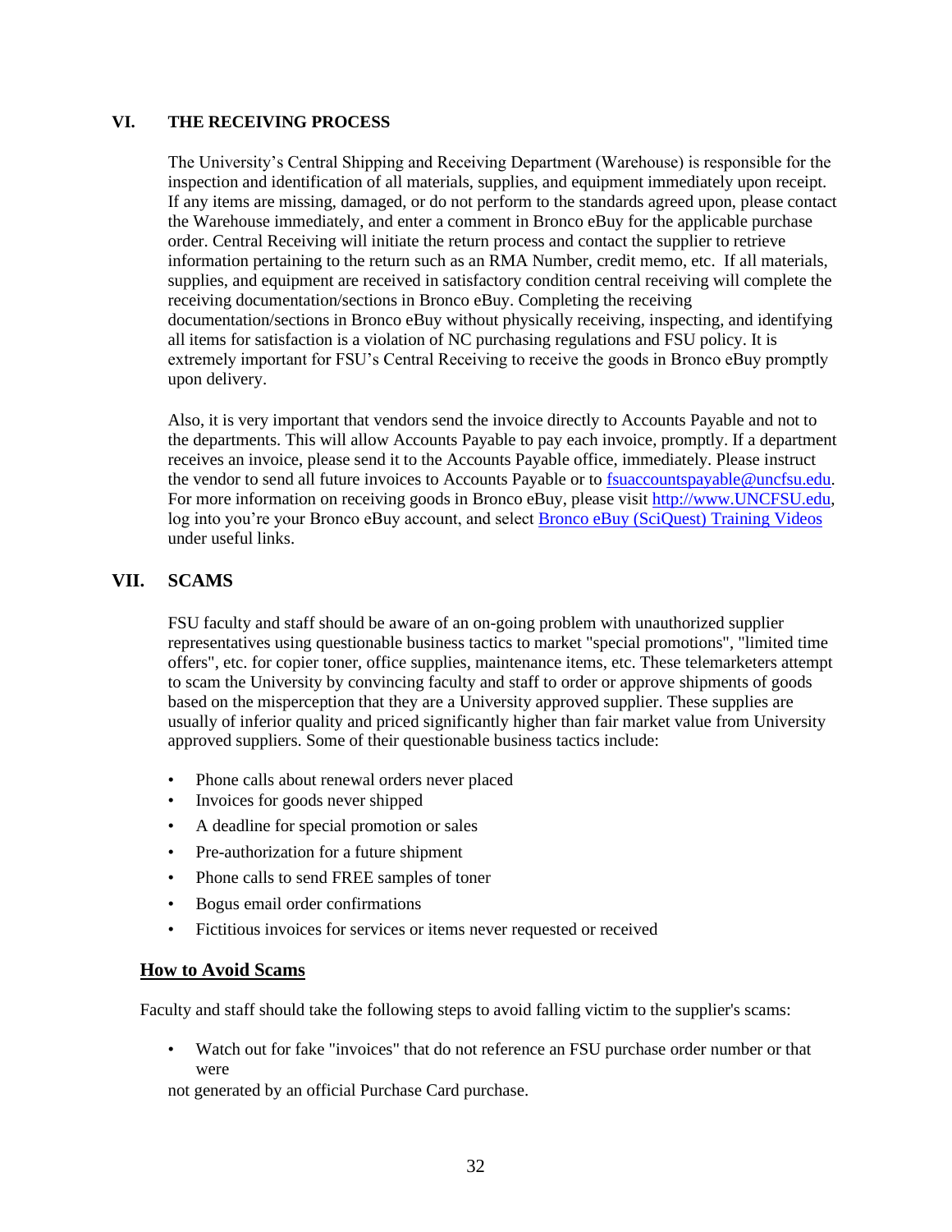## VI. THE RECEIVING PROCESS

The University's Central Shipping and Receiving Department (Warehouse) is responsible for the inspection and identification of all materials, supplies, and equipment immediately upon receipt. If any items are missing, damaged, or do not perform to the standards agreed upon, please contact the Warehouse immediately, and enter a comment in Bronco eBuy for the applicable purchase order. Central Receiving will initiate the return process and contact the supplier to retrieve information pertaining to the return such as an RMA Number, credit memo, etc. If all materials, supplies, and equipment are received in satisfactory condition central receiving will complete the receiving documentation/sections in Bronco eBuy. Completing the receiving documentation/sections in Bronco eBuy without physically receiving, inspecting, and identifying all items for satisfaction is a violation of NC purchasing regulations and FSU policy. It is extremely important for FSU's Central Receiving to receive the goods in Bronco eBuy promptly upon delivery.

Also, it is very important that vendors send the invoice directly to Accounts Payable and not to the departments. This will allow Accounts Payable to pay each invoice, promptly. If a department receives an invoice, please send it to the Accounts Payable office, immediately. Please instruct the vendor to send all future invoices to Accounts Payable or to fsuaccountspayable@uncfsu.edu. For more information on receiving goods in Bronco eBuy, please visit http://www.UNCFSU.edu, log into you're your Bronco eBuy account, and select Bronco eBuy (SciQuest) Training Videos under useful links.

## VII. SCAMS

FSU faculty and staff should be aware of an on-going problem with unauthorized supplier representatives using questionable business tactics to market "special promotions", "limited time offers", etc. for copier toner, office supplies, maintenance items, etc. These telemarketers attempt to scam the University by convincing faculty and staff to order or approve shipments of goods based on the misperception that they are a University approved supplier. These supplies are usually of inferior quality and priced significantly higher than fair market value from University approved suppliers. Some of their questionable business tactics include:

- Phone calls about renewal orders never placed
- Invoices for goods never shipped
- A deadline for special promotion or sales
- Pre-authorization for a future shipment
- Phone calls to send FREE samples of toner
- Bogus email order confirmations
- Fictitious invoices for services or items never requested or received

### How to Avoid Scams

Faculty and staff should take the following steps to avoid falling victim to the supplier's scams:

- Watch out for fake "invoices" that do not reference an FSU purchase order number or that were not generated by an official Purchase Card purchase.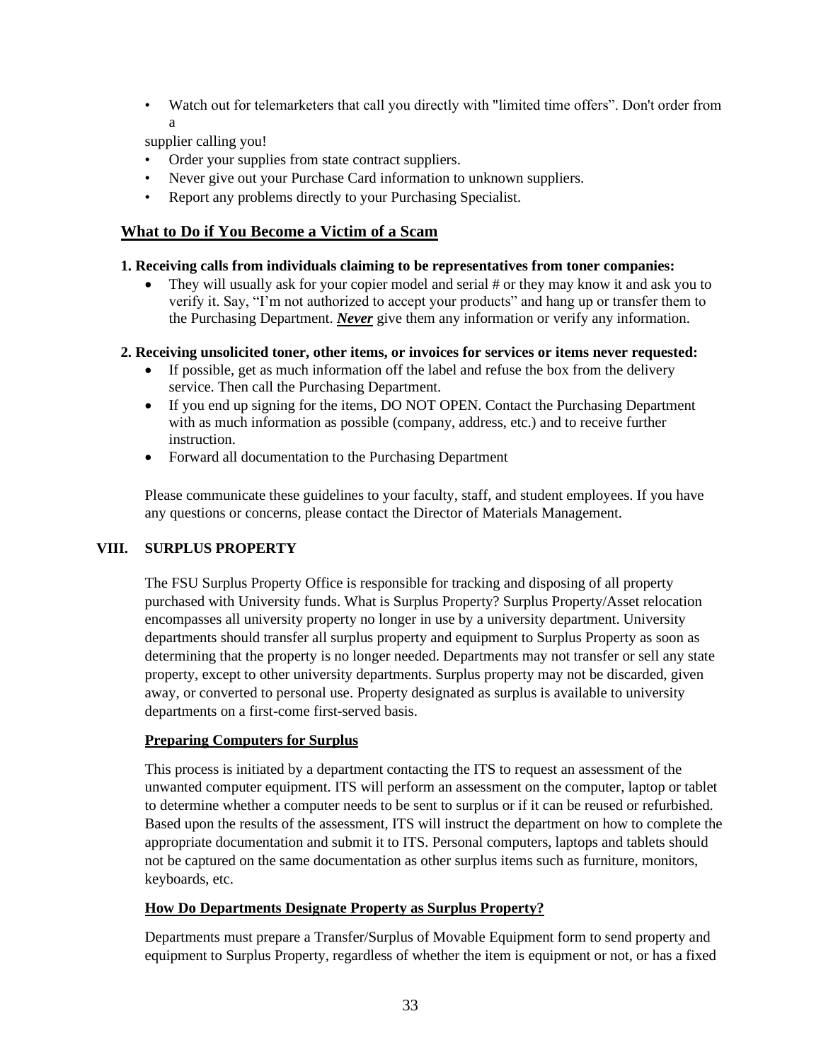- Watch out for telemarketers that call you directly with "limited time offers". Don't order from a supplier calling you!
- Order your supplies from state contract suppliers.
- Never give out your Purchase Card information to unknown suppliers.
- Report any problems directly to your Purchasing Specialist.

## What to Do if You Become a Victim of a Scam

**1. Receiving calls from individuals claiming to be representatives from toner companies:**

- They will usually ask for your copier model and serial # or they may know it and ask you to verify it. Say, "I'm not authorized to accept your products" and hang up or transfer them to the Purchasing Department. ***Never*** give them any information or verify any information.

**2. Receiving unsolicited toner, other items, or invoices for services or items never requested:**

- If possible, get as much information off the label and refuse the box from the delivery service. Then call the Purchasing Department.
- If you end up signing for the items, DO NOT OPEN. Contact the Purchasing Department with as much information as possible (company, address, etc.) and to receive further instruction.
- Forward all documentation to the Purchasing Department

Please communicate these guidelines to your faculty, staff, and student employees. If you have any questions or concerns, please contact the Director of Materials Management.

## VIII. SURPLUS PROPERTY

The FSU Surplus Property Office is responsible for tracking and disposing of all property purchased with University funds. What is Surplus Property? Surplus Property/Asset relocation encompasses all university property no longer in use by a university department. University departments should transfer all surplus property and equipment to Surplus Property as soon as determining that the property is no longer needed. Departments may not transfer or sell any state property, except to other university departments. Surplus property may not be discarded, given away, or converted to personal use. Property designated as surplus is available to university departments on a first-come first-served basis.

### Preparing Computers for Surplus

This process is initiated by a department contacting the ITS to request an assessment of the unwanted computer equipment. ITS will perform an assessment on the computer, laptop or tablet to determine whether a computer needs to be sent to surplus or if it can be reused or refurbished. Based upon the results of the assessment, ITS will instruct the department on how to complete the appropriate documentation and submit it to ITS. Personal computers, laptops and tablets should not be captured on the same documentation as other surplus items such as furniture, monitors, keyboards, etc.

### How Do Departments Designate Property as Surplus Property?

Departments must prepare a Transfer/Surplus of Movable Equipment form to send property and equipment to Surplus Property, regardless of whether the item is equipment or not, or has a fixed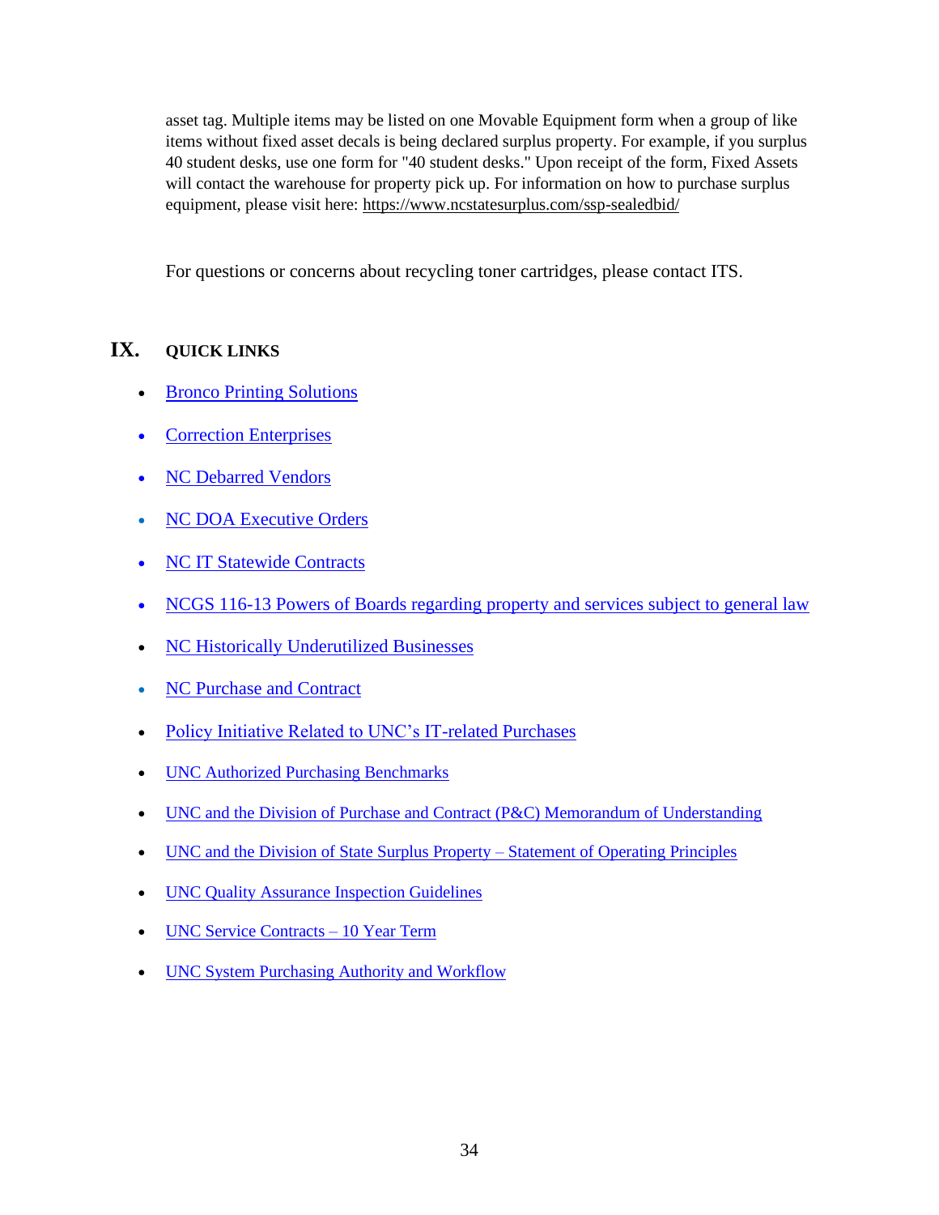asset tag. Multiple items may be listed on one Movable Equipment form when a group of like items without fixed asset decals is being declared surplus property. For example, if you surplus 40 student desks, use one form for "40 student desks." Upon receipt of the form, Fixed Assets will contact the warehouse for property pick up. For information on how to purchase surplus equipment, please visit here: https://www.ncstatesurplus.com/ssp-sealedbid/

For questions or concerns about recycling toner cartridges, please contact ITS.

## IX. QUICK LINKS

- Bronco Printing Solutions
- Correction Enterprises
- NC Debarred Vendors
- NC DOA Executive Orders
- NC IT Statewide Contracts
- NCGS 116-13 Powers of Boards regarding property and services subject to general law
- NC Historically Underutilized Businesses
- NC Purchase and Contract
- Policy Initiative Related to UNC's IT-related Purchases
- UNC Authorized Purchasing Benchmarks
- UNC and the Division of Purchase and Contract (P&C) Memorandum of Understanding
- UNC and the Division of State Surplus Property – Statement of Operating Principles
- UNC Quality Assurance Inspection Guidelines
- UNC Service Contracts – 10 Year Term
- UNC System Purchasing Authority and Workflow